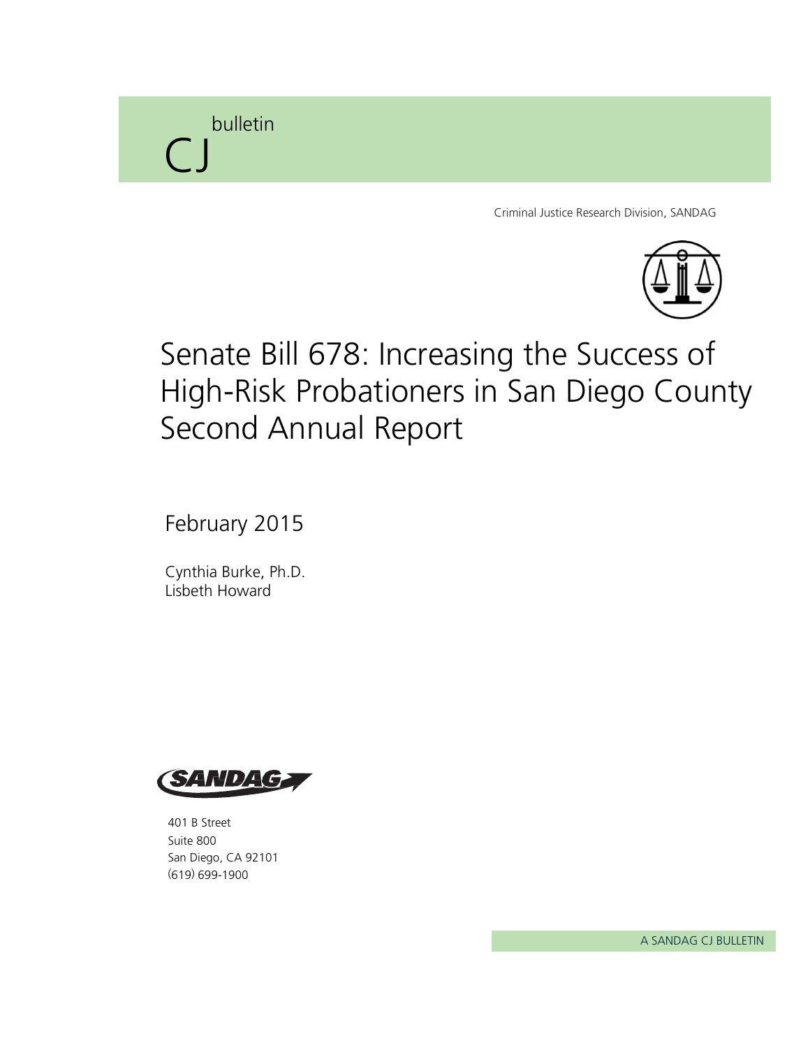CJ bulletin

Criminal Justice Research Division, SANDAG

# Senate Bill 678: Increasing the Success of High-Risk Probationers in San Diego County Second Annual Report

February 2015

Cynthia Burke, Ph.D.
Lisbeth Howard

SANDAG

401 B Street
Suite 800
San Diego, CA 92101
(619) 699-1900

A SANDAG CJ BULLETIN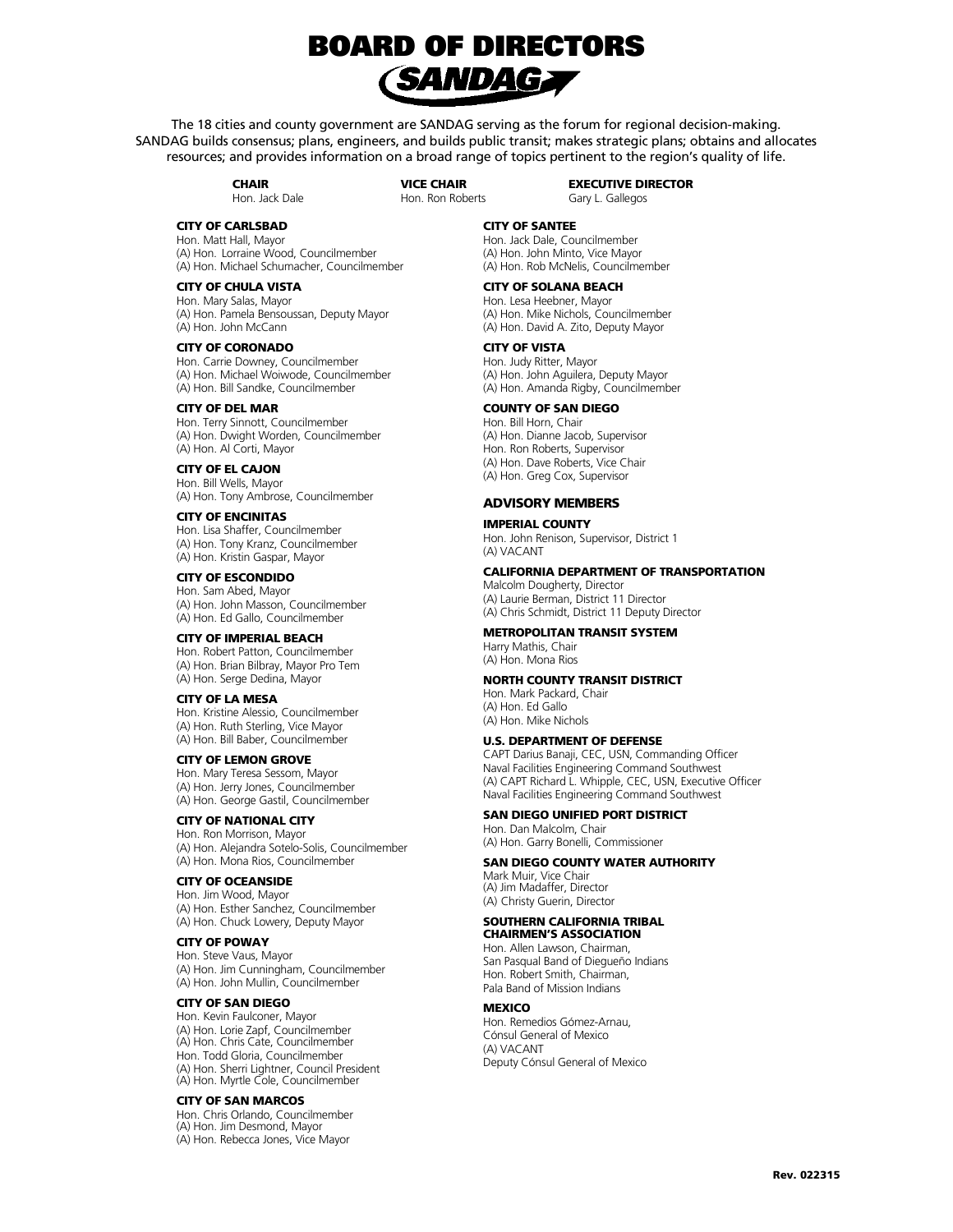# BOARD OF DIRECTORS

## SANDAG

The 18 cities and county government are SANDAG serving as the forum for regional decision-making. SANDAG builds consensus; plans, engineers, and builds public transit; makes strategic plans; obtains and allocates resources; and provides information on a broad range of topics pertinent to the region's quality of life.

**CHAIR**
Hon. Jack Dale

**VICE CHAIR**
Hon. Ron Roberts

**EXECUTIVE DIRECTOR**
Gary L. Gallegos

**CITY OF CARLSBAD**
Hon. Matt Hall, Mayor
(A) Hon. Lorraine Wood, Councilmember
(A) Hon. Michael Schumacher, Councilmember

**CITY OF CHULA VISTA**
Hon. Mary Salas, Mayor
(A) Hon. Pamela Bensoussan, Deputy Mayor
(A) Hon. John McCann

**CITY OF CORONADO**
Hon. Carrie Downey, Councilmember
(A) Hon. Michael Woiwode, Councilmember
(A) Hon. Bill Sandke, Councilmember

**CITY OF DEL MAR**
Hon. Terry Sinnott, Councilmember
(A) Hon. Dwight Worden, Councilmember
(A) Hon. Al Corti, Mayor

**CITY OF EL CAJON**
Hon. Bill Wells, Mayor
(A) Hon. Tony Ambrose, Councilmember

**CITY OF ENCINITAS**
Hon. Lisa Shaffer, Councilmember
(A) Hon. Tony Kranz, Councilmember
(A) Hon. Kristin Gaspar, Mayor

**CITY OF ESCONDIDO**
Hon. Sam Abed, Mayor
(A) Hon. John Masson, Councilmember
(A) Hon. Ed Gallo, Councilmember

**CITY OF IMPERIAL BEACH**
Hon. Robert Patton, Councilmember
(A) Hon. Brian Bilbray, Mayor Pro Tem
(A) Hon. Serge Dedina, Mayor

**CITY OF LA MESA**
Hon. Kristine Alessio, Councilmember
(A) Hon. Ruth Sterling, Vice Mayor
(A) Hon. Bill Baber, Councilmember

**CITY OF LEMON GROVE**
Hon. Mary Teresa Sessom, Mayor
(A) Hon. Jerry Jones, Councilmember
(A) Hon. George Gastil, Councilmember

**CITY OF NATIONAL CITY**
Hon. Ron Morrison, Mayor
(A) Hon. Alejandra Sotelo-Solis, Councilmember
(A) Hon. Mona Rios, Councilmember

**CITY OF OCEANSIDE**
Hon. Jim Wood, Mayor
(A) Hon. Esther Sanchez, Councilmember
(A) Hon. Chuck Lowery, Deputy Mayor

**CITY OF POWAY**
Hon. Steve Vaus, Mayor
(A) Hon. Jim Cunningham, Councilmember
(A) Hon. John Mullin, Councilmember

**CITY OF SAN DIEGO**
Hon. Kevin Faulconer, Mayor
(A) Hon. Lorie Zapf, Councilmember
(A) Hon. Chris Cate, Councilmember
Hon. Todd Gloria, Councilmember
(A) Hon. Sherri Lightner, Council President
(A) Hon. Myrtle Cole, Councilmember

**CITY OF SAN MARCOS**
Hon. Chris Orlando, Councilmember
(A) Hon. Jim Desmond, Mayor
(A) Hon. Rebecca Jones, Vice Mayor

**CITY OF SANTEE**
Hon. Jack Dale, Councilmember
(A) Hon. John Minto, Vice Mayor
(A) Hon. Rob McNelis, Councilmember

**CITY OF SOLANA BEACH**
Hon. Lesa Heebner, Mayor
(A) Hon. Mike Nichols, Councilmember
(A) Hon. David A. Zito, Deputy Mayor

**CITY OF VISTA**
Hon. Judy Ritter, Mayor
(A) Hon. John Aguilera, Deputy Mayor
(A) Hon. Amanda Rigby, Councilmember

**COUNTY OF SAN DIEGO**
Hon. Bill Horn, Chair
(A) Hon. Dianne Jacob, Supervisor
Hon. Ron Roberts, Supervisor
(A) Hon. Dave Roberts, Vice Chair
(A) Hon. Greg Cox, Supervisor

### ADVISORY MEMBERS

**IMPERIAL COUNTY**
Hon. John Renison, Supervisor, District 1
(A) VACANT

**CALIFORNIA DEPARTMENT OF TRANSPORTATION**
Malcolm Dougherty, Director
(A) Laurie Berman, District 11 Director
(A) Chris Schmidt, District 11 Deputy Director

**METROPOLITAN TRANSIT SYSTEM**
Harry Mathis, Chair
(A) Hon. Mona Rios

**NORTH COUNTY TRANSIT DISTRICT**
Hon. Mark Packard, Chair
(A) Hon. Ed Gallo
(A) Hon. Mike Nichols

**U.S. DEPARTMENT OF DEFENSE**
CAPT Darius Banaji, CEC, USN, Commanding Officer
Naval Facilities Engineering Command Southwest
(A) CAPT Richard L. Whipple, CEC, USN, Executive Officer
Naval Facilities Engineering Command Southwest

**SAN DIEGO UNIFIED PORT DISTRICT**
Hon. Dan Malcolm, Chair
(A) Hon. Garry Bonelli, Commissioner

**SAN DIEGO COUNTY WATER AUTHORITY**
Mark Muir, Vice Chair
(A) Jim Madaffer, Director
(A) Christy Guerin, Director

**SOUTHERN CALIFORNIA TRIBAL CHAIRMEN'S ASSOCIATION**
Hon. Allen Lawson, Chairman,
San Pasqual Band of Diegueño Indians
Hon. Robert Smith, Chairman,
Pala Band of Mission Indians

**MEXICO**
Hon. Remedios Gómez-Arnau,
Cónsul General of Mexico
(A) VACANT
Deputy Cónsul General of Mexico

**Rev. 022315**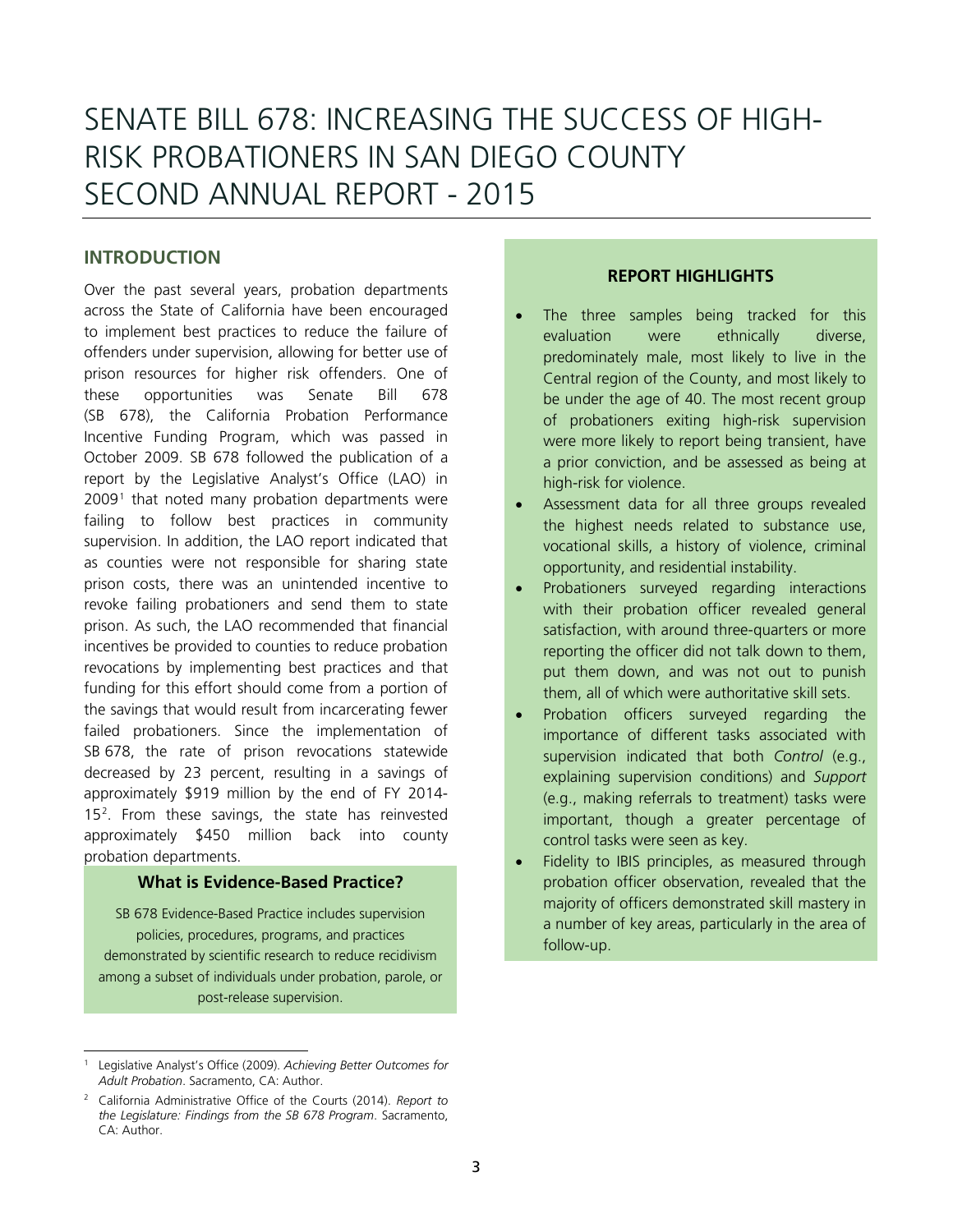# SENATE BILL 678: INCREASING THE SUCCESS OF HIGH-RISK PROBATIONERS IN SAN DIEGO COUNTY SECOND ANNUAL REPORT - 2015

## INTRODUCTION

Over the past several years, probation departments across the State of California have been encouraged to implement best practices to reduce the failure of offenders under supervision, allowing for better use of prison resources for higher risk offenders. One of these opportunities was Senate Bill 678 (SB 678), the California Probation Performance Incentive Funding Program, which was passed in October 2009. SB 678 followed the publication of a report by the Legislative Analyst's Office (LAO) in 2009[1] that noted many probation departments were failing to follow best practices in community supervision. In addition, the LAO report indicated that as counties were not responsible for sharing state prison costs, there was an unintended incentive to revoke failing probationers and send them to state prison. As such, the LAO recommended that financial incentives be provided to counties to reduce probation revocations by implementing best practices and that funding for this effort should come from a portion of the savings that would result from incarcerating fewer failed probationers. Since the implementation of SB 678, the rate of prison revocations statewide decreased by 23 percent, resulting in a savings of approximately $919 million by the end of FY 2014-15[2]. From these savings, the state has reinvested approximately $450 million back into county probation departments.

### What is Evidence-Based Practice?

SB 678 Evidence-Based Practice includes supervision policies, procedures, programs, and practices demonstrated by scientific research to reduce recidivism among a subset of individuals under probation, parole, or post-release supervision.

### REPORT HIGHLIGHTS

- The three samples being tracked for this evaluation were ethnically diverse, predominately male, most likely to live in the Central region of the County, and most likely to be under the age of 40. The most recent group of probationers exiting high-risk supervision were more likely to report being transient, have a prior conviction, and be assessed as being at high-risk for violence.
- Assessment data for all three groups revealed the highest needs related to substance use, vocational skills, a history of violence, criminal opportunity, and residential instability.
- Probationers surveyed regarding interactions with their probation officer revealed general satisfaction, with around three-quarters or more reporting the officer did not talk down to them, put them down, and was not out to punish them, all of which were authoritative skill sets.
- Probation officers surveyed regarding the importance of different tasks associated with supervision indicated that both *Control* (e.g., explaining supervision conditions) and *Support* (e.g., making referrals to treatment) tasks were important, though a greater percentage of control tasks were seen as key.
- Fidelity to IBIS principles, as measured through probation officer observation, revealed that the majority of officers demonstrated skill mastery in a number of key areas, particularly in the area of follow-up.

---

[1] Legislative Analyst's Office (2009). *Achieving Better Outcomes for Adult Probation*. Sacramento, CA: Author.

[2] California Administrative Office of the Courts (2014). *Report to the Legislature: Findings from the SB 678 Program*. Sacramento, CA: Author.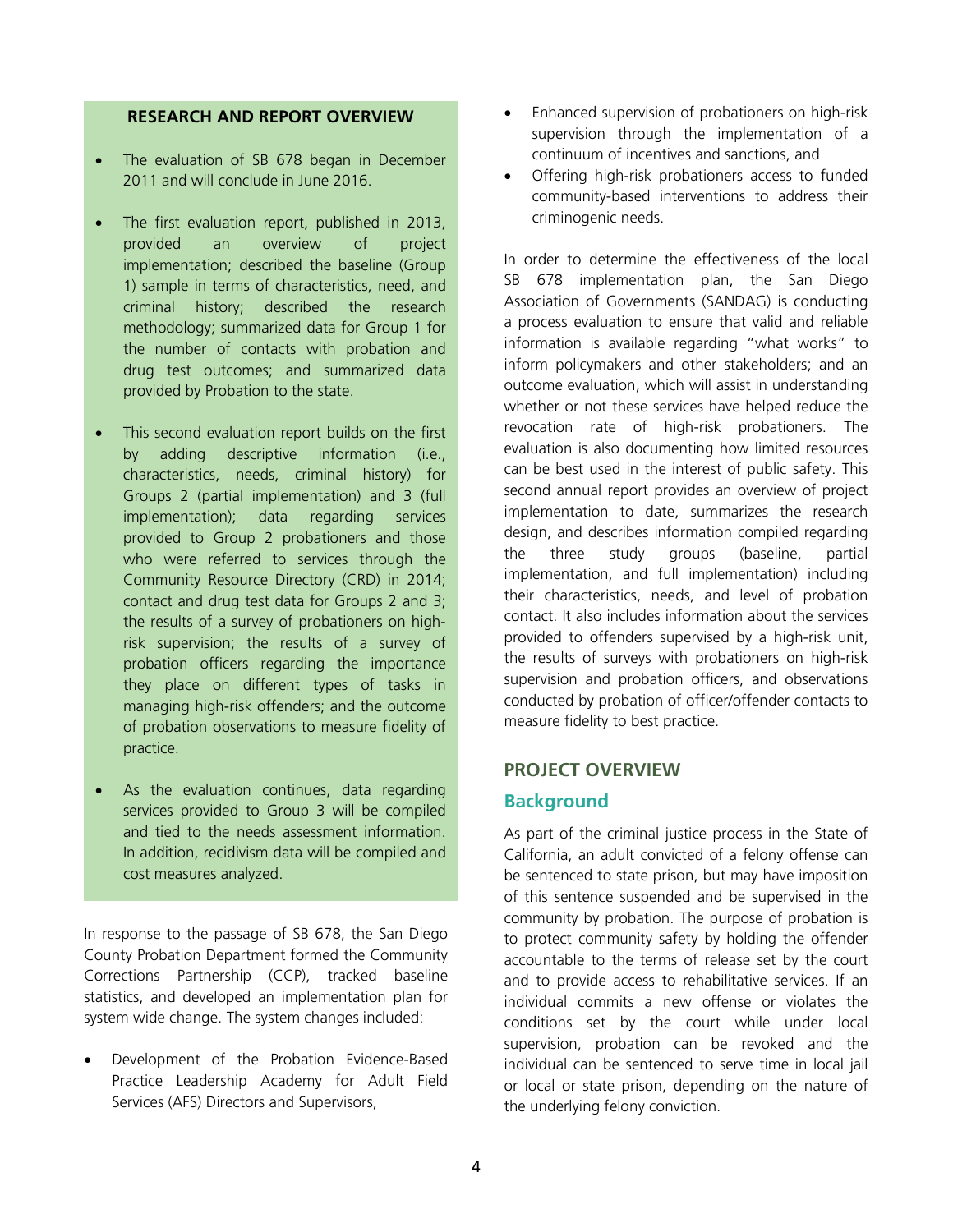### RESEARCH AND REPORT OVERVIEW

- The evaluation of SB 678 began in December 2011 and will conclude in June 2016.
- The first evaluation report, published in 2013, provided an overview of project implementation; described the baseline (Group 1) sample in terms of characteristics, need, and criminal history; described the research methodology; summarized data for Group 1 for the number of contacts with probation and drug test outcomes; and summarized data provided by Probation to the state.
- This second evaluation report builds on the first by adding descriptive information (i.e., characteristics, needs, criminal history) for Groups 2 (partial implementation) and 3 (full implementation); data regarding services provided to Group 2 probationers and those who were referred to services through the Community Resource Directory (CRD) in 2014; contact and drug test data for Groups 2 and 3; the results of a survey of probationers on high-risk supervision; the results of a survey of probation officers regarding the importance they place on different types of tasks in managing high-risk offenders; and the outcome of probation observations to measure fidelity of practice.
- As the evaluation continues, data regarding services provided to Group 3 will be compiled and tied to the needs assessment information. In addition, recidivism data will be compiled and cost measures analyzed.

In response to the passage of SB 678, the San Diego County Probation Department formed the Community Corrections Partnership (CCP), tracked baseline statistics, and developed an implementation plan for system wide change. The system changes included:

- Development of the Probation Evidence-Based Practice Leadership Academy for Adult Field Services (AFS) Directors and Supervisors,
- Enhanced supervision of probationers on high-risk supervision through the implementation of a continuum of incentives and sanctions, and
- Offering high-risk probationers access to funded community-based interventions to address their criminogenic needs.

In order to determine the effectiveness of the local SB 678 implementation plan, the San Diego Association of Governments (SANDAG) is conducting a process evaluation to ensure that valid and reliable information is available regarding "what works" to inform policymakers and other stakeholders; and an outcome evaluation, which will assist in understanding whether or not these services have helped reduce the revocation rate of high-risk probationers. The evaluation is also documenting how limited resources can be best used in the interest of public safety. This second annual report provides an overview of project implementation to date, summarizes the research design, and describes information compiled regarding the three study groups (baseline, partial implementation, and full implementation) including their characteristics, needs, and level of probation contact. It also includes information about the services provided to offenders supervised by a high-risk unit, the results of surveys with probationers on high-risk supervision and probation officers, and observations conducted by probation of officer/offender contacts to measure fidelity to best practice.

## PROJECT OVERVIEW

### Background

As part of the criminal justice process in the State of California, an adult convicted of a felony offense can be sentenced to state prison, but may have imposition of this sentence suspended and be supervised in the community by probation. The purpose of probation is to protect community safety by holding the offender accountable to the terms of release set by the court and to provide access to rehabilitative services. If an individual commits a new offense or violates the conditions set by the court while under local supervision, probation can be revoked and the individual can be sentenced to serve time in local jail or local or state prison, depending on the nature of the underlying felony conviction.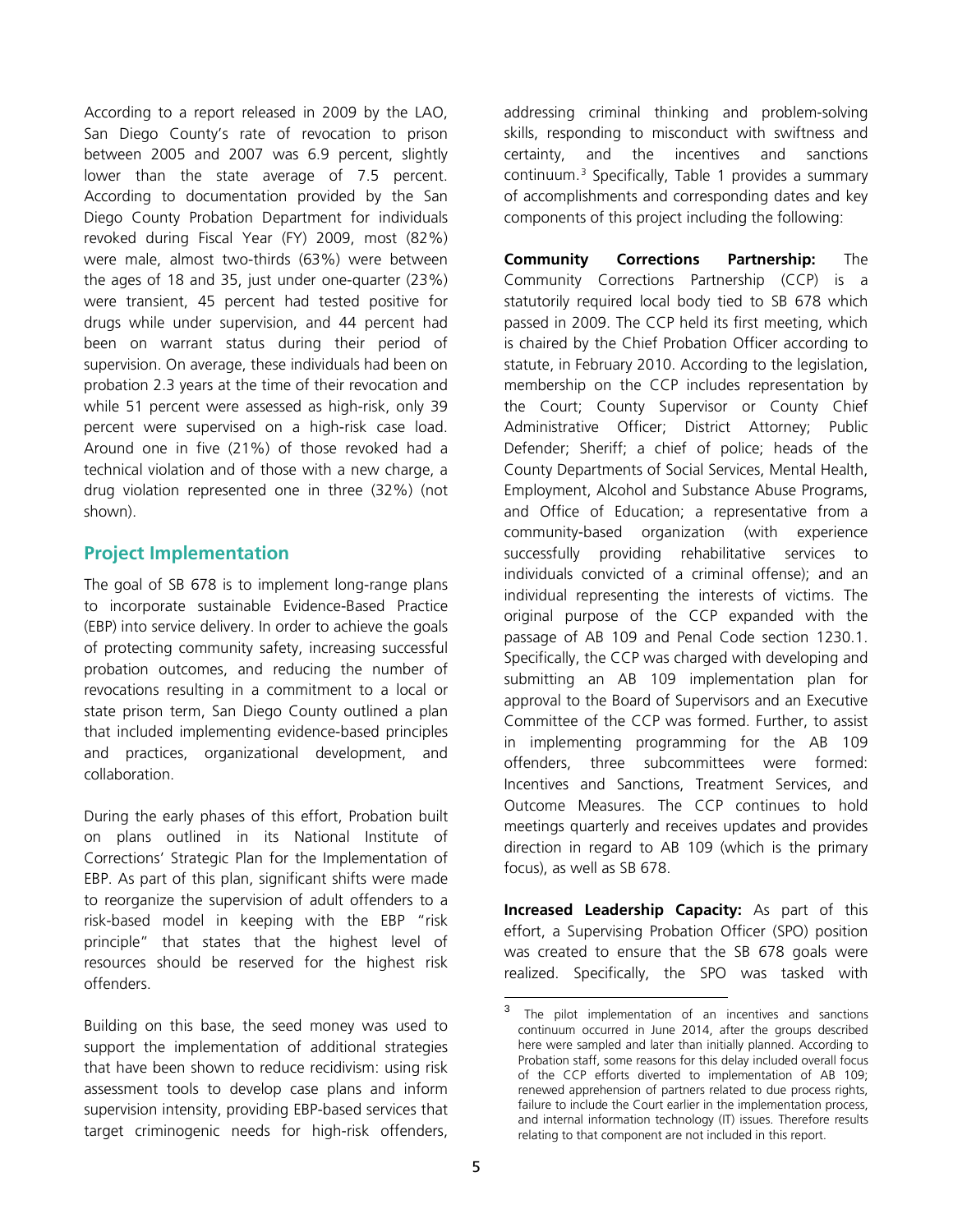According to a report released in 2009 by the LAO, San Diego County's rate of revocation to prison between 2005 and 2007 was 6.9 percent, slightly lower than the state average of 7.5 percent. According to documentation provided by the San Diego County Probation Department for individuals revoked during Fiscal Year (FY) 2009, most (82%) were male, almost two-thirds (63%) were between the ages of 18 and 35, just under one-quarter (23%) were transient, 45 percent had tested positive for drugs while under supervision, and 44 percent had been on warrant status during their period of supervision. On average, these individuals had been on probation 2.3 years at the time of their revocation and while 51 percent were assessed as high-risk, only 39 percent were supervised on a high-risk case load. Around one in five (21%) of those revoked had a technical violation and of those with a new charge, a drug violation represented one in three (32%) (not shown).

## Project Implementation

The goal of SB 678 is to implement long-range plans to incorporate sustainable Evidence-Based Practice (EBP) into service delivery. In order to achieve the goals of protecting community safety, increasing successful probation outcomes, and reducing the number of revocations resulting in a commitment to a local or state prison term, San Diego County outlined a plan that included implementing evidence-based principles and practices, organizational development, and collaboration.

During the early phases of this effort, Probation built on plans outlined in its National Institute of Corrections' Strategic Plan for the Implementation of EBP. As part of this plan, significant shifts were made to reorganize the supervision of adult offenders to a risk-based model in keeping with the EBP "risk principle" that states that the highest level of resources should be reserved for the highest risk offenders.

Building on this base, the seed money was used to support the implementation of additional strategies that have been shown to reduce recidivism: using risk assessment tools to develop case plans and inform supervision intensity, providing EBP-based services that target criminogenic needs for high-risk offenders, addressing criminal thinking and problem-solving skills, responding to misconduct with swiftness and certainty, and the incentives and sanctions continuum.[3] Specifically, Table 1 provides a summary of accomplishments and corresponding dates and key components of this project including the following:

**Community Corrections Partnership:** The Community Corrections Partnership (CCP) is a statutorily required local body tied to SB 678 which passed in 2009. The CCP held its first meeting, which is chaired by the Chief Probation Officer according to statute, in February 2010. According to the legislation, membership on the CCP includes representation by the Court; County Supervisor or County Chief Administrative Officer; District Attorney; Public Defender; Sheriff; a chief of police; heads of the County Departments of Social Services, Mental Health, Employment, Alcohol and Substance Abuse Programs, and Office of Education; a representative from a community-based organization (with experience successfully providing rehabilitative services to individuals convicted of a criminal offense); and an individual representing the interests of victims. The original purpose of the CCP expanded with the passage of AB 109 and Penal Code section 1230.1. Specifically, the CCP was charged with developing and submitting an AB 109 implementation plan for approval to the Board of Supervisors and an Executive Committee of the CCP was formed. Further, to assist in implementing programming for the AB 109 offenders, three subcommittees were formed: Incentives and Sanctions, Treatment Services, and Outcome Measures. The CCP continues to hold meetings quarterly and receives updates and provides direction in regard to AB 109 (which is the primary focus), as well as SB 678.

**Increased Leadership Capacity:** As part of this effort, a Supervising Probation Officer (SPO) position was created to ensure that the SB 678 goals were realized. Specifically, the SPO was tasked with

[3] The pilot implementation of an incentives and sanctions continuum occurred in June 2014, after the groups described here were sampled and later than initially planned. According to Probation staff, some reasons for this delay included overall focus of the CCP efforts diverted to implementation of AB 109; renewed apprehension of partners related to due process rights, failure to include the Court earlier in the implementation process, and internal information technology (IT) issues. Therefore results relating to that component are not included in this report.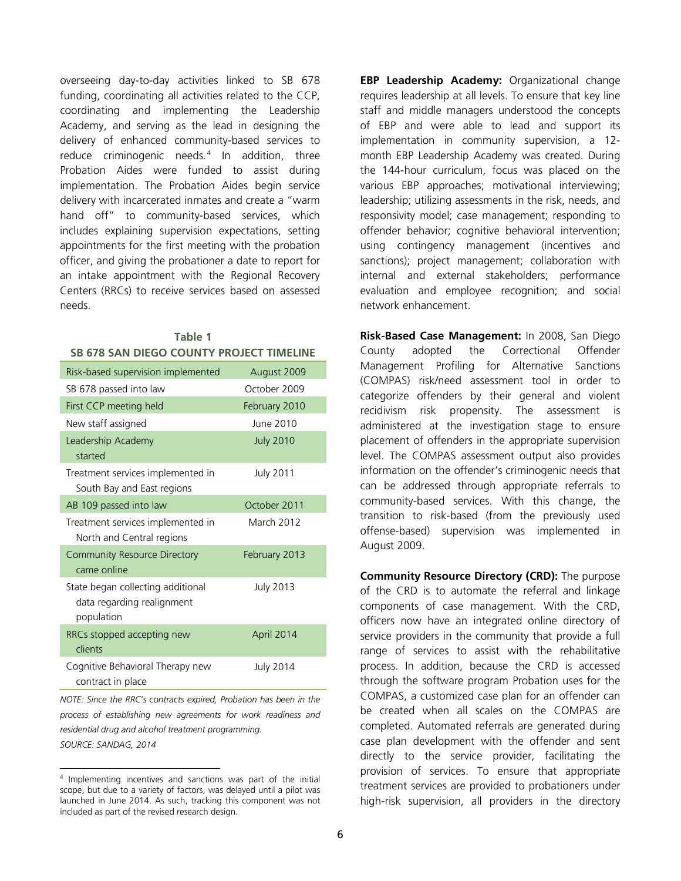overseeing day-to-day activities linked to SB 678 funding, coordinating all activities related to the CCP, coordinating and implementing the Leadership Academy, and serving as the lead in designing the delivery of enhanced community-based services to reduce criminogenic needs.[4] In addition, three Probation Aides were funded to assist during implementation. The Probation Aides begin service delivery with incarcerated inmates and create a "warm hand off" to community-based services, which includes explaining supervision expectations, setting appointments for the first meeting with the probation officer, and giving the probationer a date to report for an intake appointment with the Regional Recovery Centers (RRCs) to receive services based on assessed needs.

**Table 1**
**SB 678 SAN DIEGO COUNTY PROJECT TIMELINE**

| Event | Date |
|---|---|
| Risk-based supervision implemented | August 2009 |
| SB 678 passed into law | October 2009 |
| First CCP meeting held | February 2010 |
| New staff assigned | June 2010 |
| Leadership Academy started | July 2010 |
| Treatment services implemented in South Bay and East regions | July 2011 |
| AB 109 passed into law | October 2011 |
| Treatment services implemented in North and Central regions | March 2012 |
| Community Resource Directory came online | February 2013 |
| State began collecting additional data regarding realignment population | July 2013 |
| RRCs stopped accepting new clients | April 2014 |
| Cognitive Behavioral Therapy new contract in place | July 2014 |

*NOTE: Since the RRC's contracts expired, Probation has been in the process of establishing new agreements for work readiness and residential drug and alcohol treatment programming.*
*SOURCE: SANDAG, 2014*

**EBP Leadership Academy:** Organizational change requires leadership at all levels. To ensure that key line staff and middle managers understood the concepts of EBP and were able to lead and support its implementation in community supervision, a 12-month EBP Leadership Academy was created. During the 144-hour curriculum, focus was placed on the various EBP approaches; motivational interviewing; leadership; utilizing assessments in the risk, needs, and responsivity model; case management; responding to offender behavior; cognitive behavioral intervention; using contingency management (incentives and sanctions); project management; collaboration with internal and external stakeholders; performance evaluation and employee recognition; and social network enhancement.

**Risk-Based Case Management:** In 2008, San Diego County adopted the Correctional Offender Management Profiling for Alternative Sanctions (COMPAS) risk/need assessment tool in order to categorize offenders by their general and violent recidivism risk propensity. The assessment is administered at the investigation stage to ensure placement of offenders in the appropriate supervision level. The COMPAS assessment output also provides information on the offender's criminogenic needs that can be addressed through appropriate referrals to community-based services. With this change, the transition to risk-based (from the previously used offense-based) supervision was implemented in August 2009.

**Community Resource Directory (CRD):** The purpose of the CRD is to automate the referral and linkage components of case management. With the CRD, officers now have an integrated online directory of service providers in the community that provide a full range of services to assist with the rehabilitative process. In addition, because the CRD is accessed through the software program Probation uses for the COMPAS, a customized case plan for an offender can be created when all scales on the COMPAS are completed. Automated referrals are generated during case plan development with the offender and sent directly to the service provider, facilitating the provision of services. To ensure that appropriate treatment services are provided to probationers under high-risk supervision, all providers in the directory

[4] Implementing incentives and sanctions was part of the initial scope, but due to a variety of factors, was delayed until a pilot was launched in June 2014. As such, tracking this component was not included as part of the revised research design.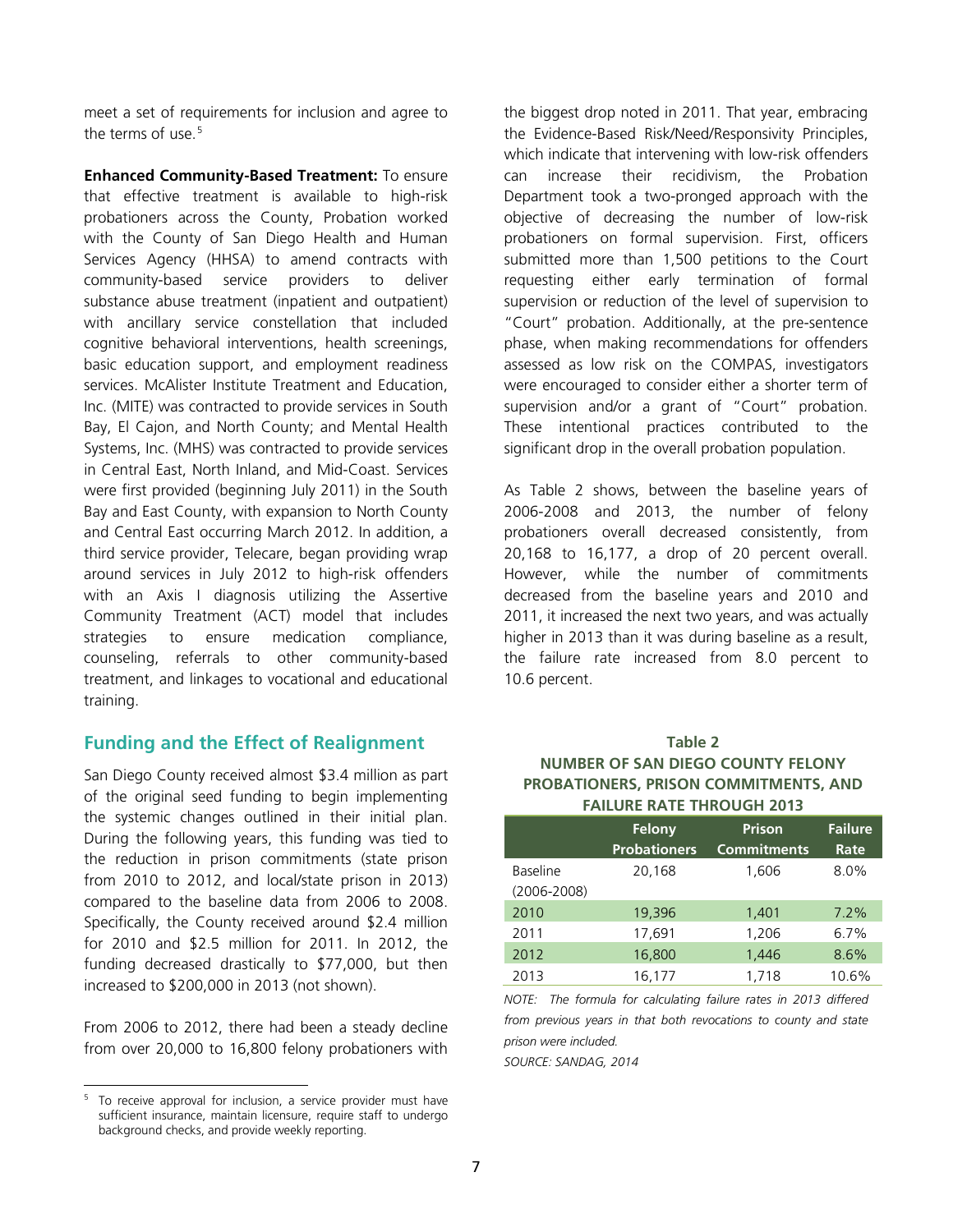meet a set of requirements for inclusion and agree to the terms of use.[5]

**Enhanced Community-Based Treatment:** To ensure that effective treatment is available to high-risk probationers across the County, Probation worked with the County of San Diego Health and Human Services Agency (HHSA) to amend contracts with community-based service providers to deliver substance abuse treatment (inpatient and outpatient) with ancillary service constellation that included cognitive behavioral interventions, health screenings, basic education support, and employment readiness services. McAlister Institute Treatment and Education, Inc. (MITE) was contracted to provide services in South Bay, El Cajon, and North County; and Mental Health Systems, Inc. (MHS) was contracted to provide services in Central East, North Inland, and Mid-Coast. Services were first provided (beginning July 2011) in the South Bay and East County, with expansion to North County and Central East occurring March 2012. In addition, a third service provider, Telecare, began providing wrap around services in July 2012 to high-risk offenders with an Axis I diagnosis utilizing the Assertive Community Treatment (ACT) model that includes strategies to ensure medication compliance, counseling, referrals to other community-based treatment, and linkages to vocational and educational training.

## Funding and the Effect of Realignment

San Diego County received almost $3.4 million as part of the original seed funding to begin implementing the systemic changes outlined in their initial plan. During the following years, this funding was tied to the reduction in prison commitments (state prison from 2010 to 2012, and local/state prison in 2013) compared to the baseline data from 2006 to 2008. Specifically, the County received around $2.4 million for 2010 and $2.5 million for 2011. In 2012, the funding decreased drastically to $77,000, but then increased to $200,000 in 2013 (not shown).

From 2006 to 2012, there had been a steady decline from over 20,000 to 16,800 felony probationers with the biggest drop noted in 2011. That year, embracing the Evidence-Based Risk/Need/Responsivity Principles, which indicate that intervening with low-risk offenders can increase their recidivism, the Probation Department took a two-pronged approach with the objective of decreasing the number of low-risk probationers on formal supervision. First, officers submitted more than 1,500 petitions to the Court requesting either early termination of formal supervision or reduction of the level of supervision to "Court" probation. Additionally, at the pre-sentence phase, when making recommendations for offenders assessed as low risk on the COMPAS, investigators were encouraged to consider either a shorter term of supervision and/or a grant of "Court" probation. These intentional practices contributed to the significant drop in the overall probation population.

As Table 2 shows, between the baseline years of 2006-2008 and 2013, the number of felony probationers overall decreased consistently, from 20,168 to 16,177, a drop of 20 percent overall. However, while the number of commitments decreased from the baseline years and 2010 and 2011, it increased the next two years, and was actually higher in 2013 than it was during baseline as a result, the failure rate increased from 8.0 percent to 10.6 percent.

**Table 2**
**NUMBER OF SAN DIEGO COUNTY FELONY PROBATIONERS, PRISON COMMITMENTS, AND FAILURE RATE THROUGH 2013**

| | Felony Probationers | Prison Commitments | Failure Rate |
|---|---|---|---|
| Baseline (2006-2008) | 20,168 | 1,606 | 8.0% |
| 2010 | 19,396 | 1,401 | 7.2% |
| 2011 | 17,691 | 1,206 | 6.7% |
| 2012 | 16,800 | 1,446 | 8.6% |
| 2013 | 16,177 | 1,718 | 10.6% |

*NOTE: The formula for calculating failure rates in 2013 differed from previous years in that both revocations to county and state prison were included.*

*SOURCE: SANDAG, 2014*

[5] To receive approval for inclusion, a service provider must have sufficient insurance, maintain licensure, require staff to undergo background checks, and provide weekly reporting.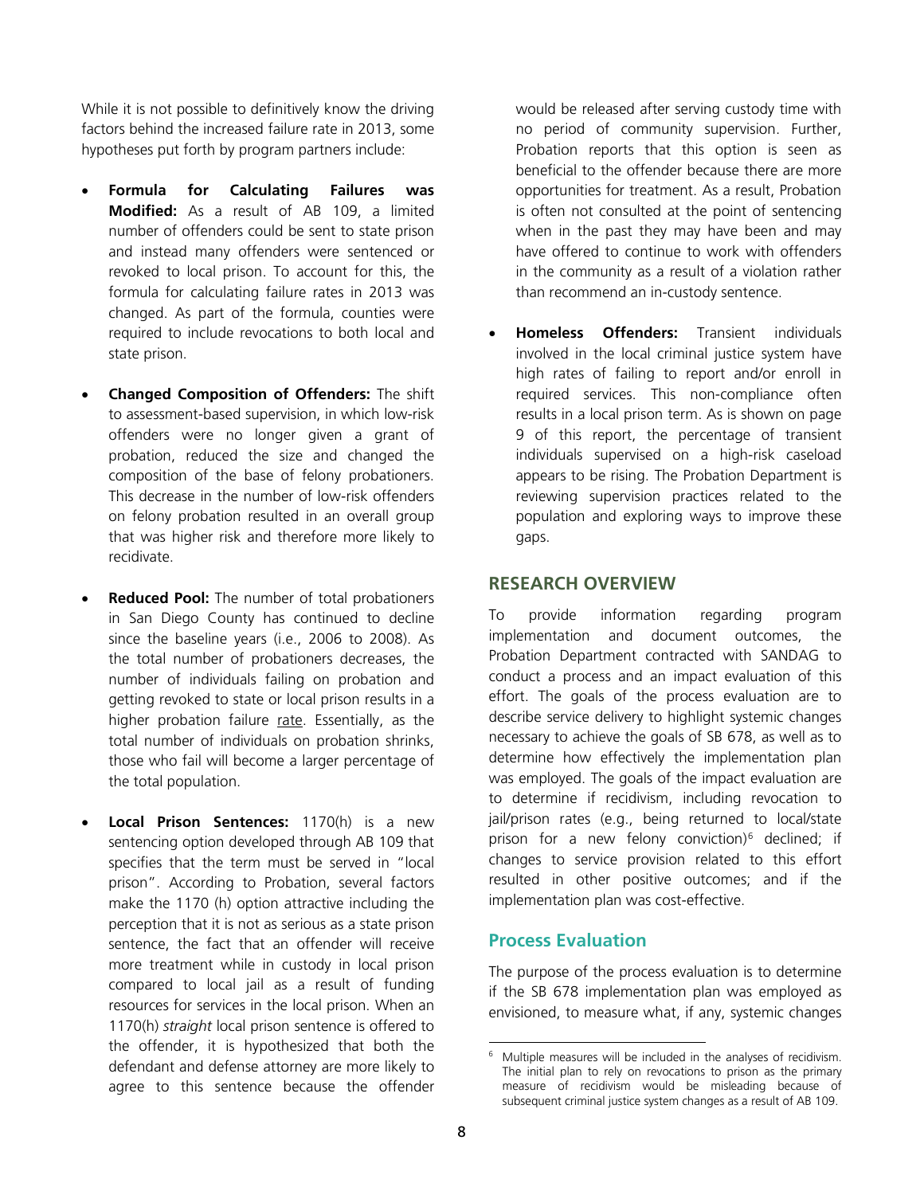While it is not possible to definitively know the driving factors behind the increased failure rate in 2013, some hypotheses put forth by program partners include:

- **Formula for Calculating Failures was Modified:** As a result of AB 109, a limited number of offenders could be sent to state prison and instead many offenders were sentenced or revoked to local prison. To account for this, the formula for calculating failure rates in 2013 was changed. As part of the formula, counties were required to include revocations to both local and state prison.

- **Changed Composition of Offenders:** The shift to assessment-based supervision, in which low-risk offenders were no longer given a grant of probation, reduced the size and changed the composition of the base of felony probationers. This decrease in the number of low-risk offenders on felony probation resulted in an overall group that was higher risk and therefore more likely to recidivate.

- **Reduced Pool:** The number of total probationers in San Diego County has continued to decline since the baseline years (i.e., 2006 to 2008). As the total number of probationers decreases, the number of individuals failing on probation and getting revoked to state or local prison results in a higher probation failure rate. Essentially, as the total number of individuals on probation shrinks, those who fail will become a larger percentage of the total population.

- **Local Prison Sentences:** 1170(h) is a new sentencing option developed through AB 109 that specifies that the term must be served in "local prison". According to Probation, several factors make the 1170 (h) option attractive including the perception that it is not as serious as a state prison sentence, the fact that an offender will receive more treatment while in custody in local prison compared to local jail as a result of funding resources for services in the local prison. When an 1170(h) *straight* local prison sentence is offered to the offender, it is hypothesized that both the defendant and defense attorney are more likely to agree to this sentence because the offender would be released after serving custody time with no period of community supervision. Further, Probation reports that this option is seen as beneficial to the offender because there are more opportunities for treatment. As a result, Probation is often not consulted at the point of sentencing when in the past they may have been and may have offered to continue to work with offenders in the community as a result of a violation rather than recommend an in-custody sentence.

- **Homeless Offenders:** Transient individuals involved in the local criminal justice system have high rates of failing to report and/or enroll in required services. This non-compliance often results in a local prison term. As is shown on page 9 of this report, the percentage of transient individuals supervised on a high-risk caseload appears to be rising. The Probation Department is reviewing supervision practices related to the population and exploring ways to improve these gaps.

## RESEARCH OVERVIEW

To provide information regarding program implementation and document outcomes, the Probation Department contracted with SANDAG to conduct a process and an impact evaluation of this effort. The goals of the process evaluation are to describe service delivery to highlight systemic changes necessary to achieve the goals of SB 678, as well as to determine how effectively the implementation plan was employed. The goals of the impact evaluation are to determine if recidivism, including revocation to jail/prison rates (e.g., being returned to local/state prison for a new felony conviction)[6] declined; if changes to service provision related to this effort resulted in other positive outcomes; and if the implementation plan was cost-effective.

### Process Evaluation

The purpose of the process evaluation is to determine if the SB 678 implementation plan was employed as envisioned, to measure what, if any, systemic changes

[6] Multiple measures will be included in the analyses of recidivism. The initial plan to rely on revocations to prison as the primary measure of recidivism would be misleading because of subsequent criminal justice system changes as a result of AB 109.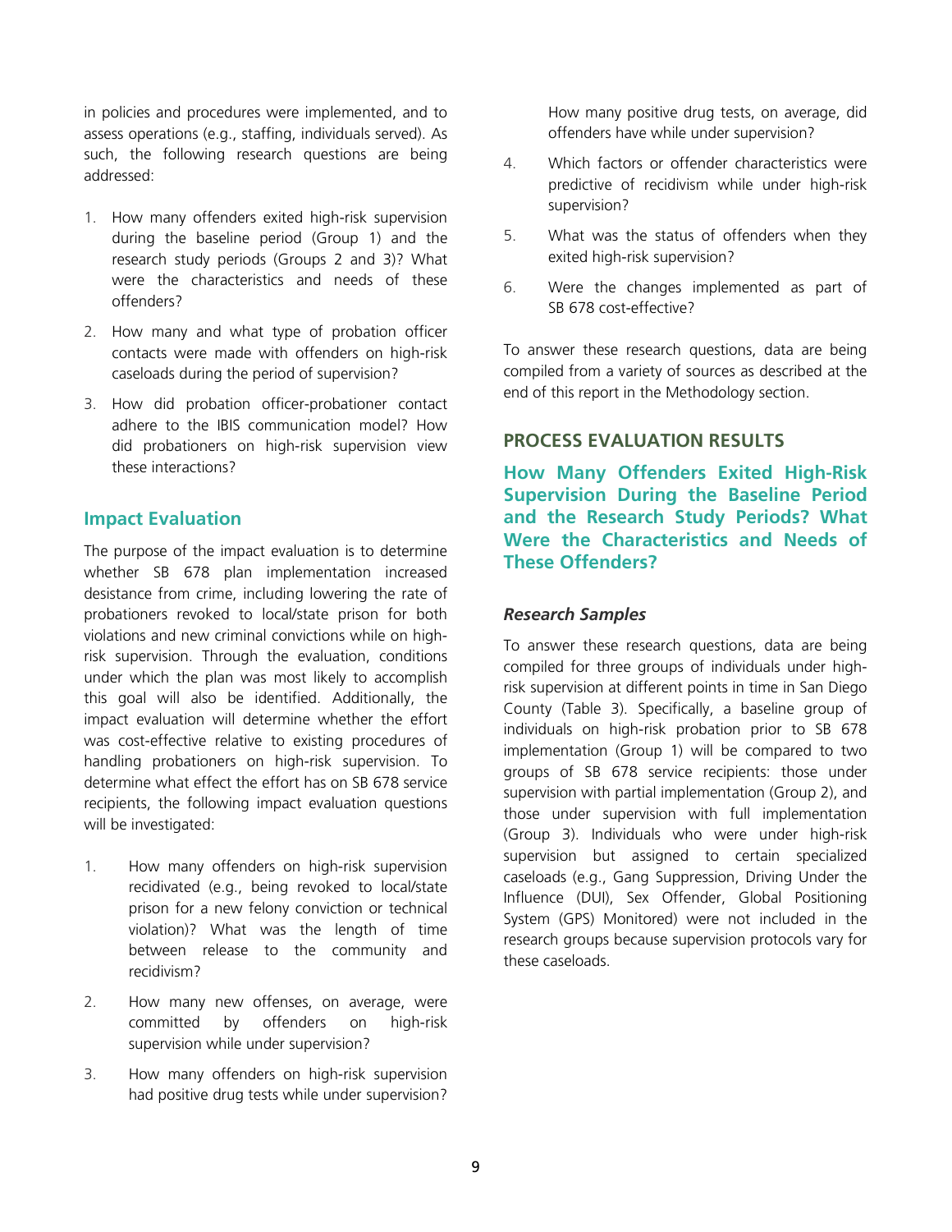in policies and procedures were implemented, and to assess operations (e.g., staffing, individuals served). As such, the following research questions are being addressed:

1. How many offenders exited high-risk supervision during the baseline period (Group 1) and the research study periods (Groups 2 and 3)? What were the characteristics and needs of these offenders?
2. How many and what type of probation officer contacts were made with offenders on high-risk caseloads during the period of supervision?
3. How did probation officer-probationer contact adhere to the IBIS communication model? How did probationers on high-risk supervision view these interactions?

## Impact Evaluation

The purpose of the impact evaluation is to determine whether SB 678 plan implementation increased desistance from crime, including lowering the rate of probationers revoked to local/state prison for both violations and new criminal convictions while on high-risk supervision. Through the evaluation, conditions under which the plan was most likely to accomplish this goal will also be identified. Additionally, the impact evaluation will determine whether the effort was cost-effective relative to existing procedures of handling probationers on high-risk supervision. To determine what effect the effort has on SB 678 service recipients, the following impact evaluation questions will be investigated:

1. How many offenders on high-risk supervision recidivated (e.g., being revoked to local/state prison for a new felony conviction or technical violation)? What was the length of time between release to the community and recidivism?
2. How many new offenses, on average, were committed by offenders on high-risk supervision while under supervision?
3. How many offenders on high-risk supervision had positive drug tests while under supervision? How many positive drug tests, on average, did offenders have while under supervision?
4. Which factors or offender characteristics were predictive of recidivism while under high-risk supervision?
5. What was the status of offenders when they exited high-risk supervision?
6. Were the changes implemented as part of SB 678 cost-effective?

To answer these research questions, data are being compiled from a variety of sources as described at the end of this report in the Methodology section.

## PROCESS EVALUATION RESULTS

### How Many Offenders Exited High-Risk Supervision During the Baseline Period and the Research Study Periods? What Were the Characteristics and Needs of These Offenders?

#### *Research Samples*

To answer these research questions, data are being compiled for three groups of individuals under high-risk supervision at different points in time in San Diego County (Table 3). Specifically, a baseline group of individuals on high-risk probation prior to SB 678 implementation (Group 1) will be compared to two groups of SB 678 service recipients: those under supervision with partial implementation (Group 2), and those under supervision with full implementation (Group 3). Individuals who were under high-risk supervision but assigned to certain specialized caseloads (e.g., Gang Suppression, Driving Under the Influence (DUI), Sex Offender, Global Positioning System (GPS) Monitored) were not included in the research groups because supervision protocols vary for these caseloads.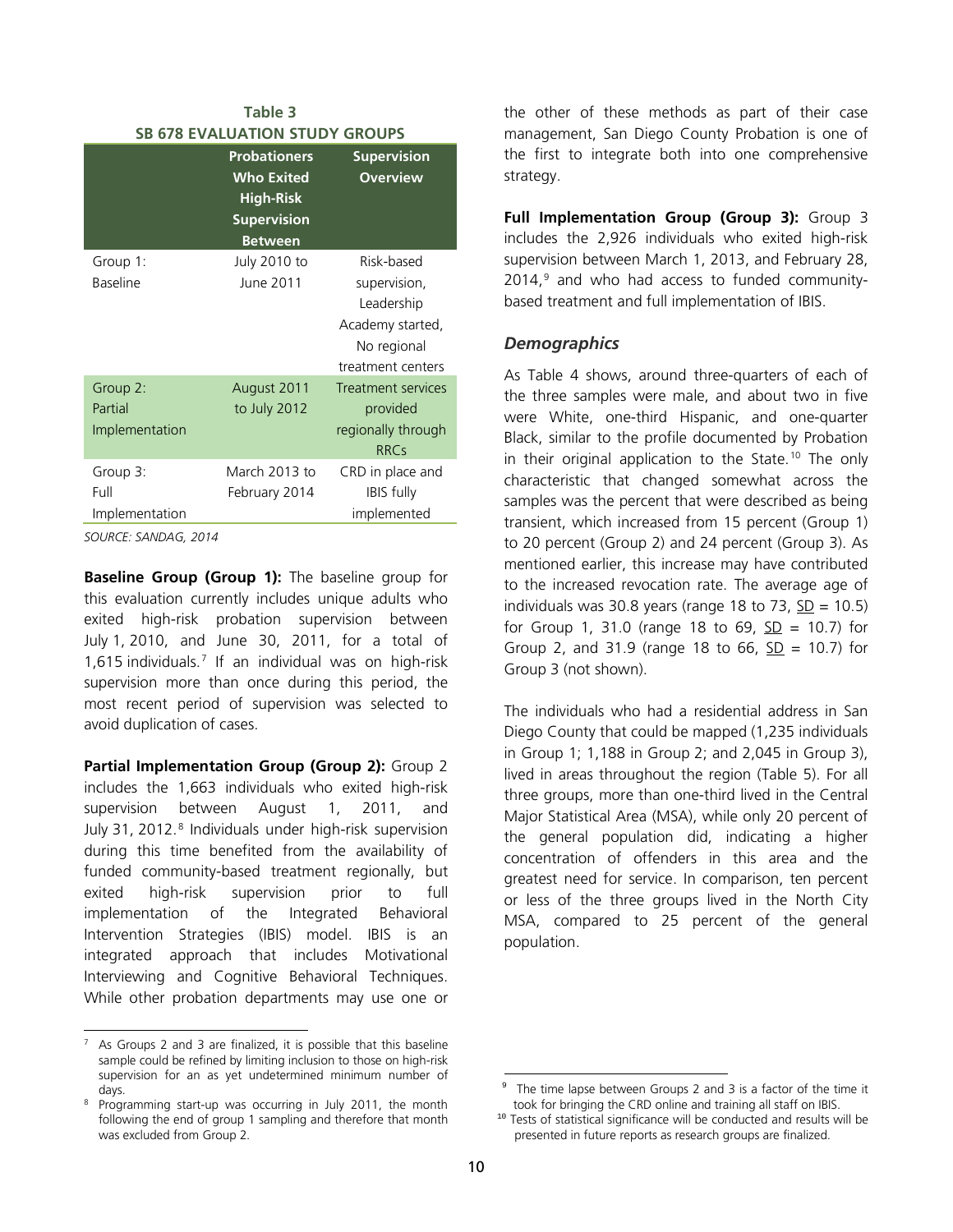**Table 3**
**SB 678 EVALUATION STUDY GROUPS**

| | Probationers Who Exited High-Risk Supervision Between | Supervision Overview |
|---|---|---|
| Group 1: Baseline | July 2010 to June 2011 | Risk-based supervision, Leadership Academy started, No regional treatment centers |
| Group 2: Partial Implementation | August 2011 to July 2012 | Treatment services provided regionally through RRCs |
| Group 3: Full Implementation | March 2013 to February 2014 | CRD in place and IBIS fully implemented |

*SOURCE: SANDAG, 2014*

**Baseline Group (Group 1):** The baseline group for this evaluation currently includes unique adults who exited high-risk probation supervision between July 1, 2010, and June 30, 2011, for a total of 1,615 individuals.[7] If an individual was on high-risk supervision more than once during this period, the most recent period of supervision was selected to avoid duplication of cases.

**Partial Implementation Group (Group 2):** Group 2 includes the 1,663 individuals who exited high-risk supervision between August 1, 2011, and July 31, 2012.[8] Individuals under high-risk supervision during this time benefited from the availability of funded community-based treatment regionally, but exited high-risk supervision prior to full implementation of the Integrated Behavioral Intervention Strategies (IBIS) model. IBIS is an integrated approach that includes Motivational Interviewing and Cognitive Behavioral Techniques. While other probation departments may use one or the other of these methods as part of their case management, San Diego County Probation is one of the first to integrate both into one comprehensive strategy.

**Full Implementation Group (Group 3):** Group 3 includes the 2,926 individuals who exited high-risk supervision between March 1, 2013, and February 28, 2014,[9] and who had access to funded community-based treatment and full implementation of IBIS.

### *Demographics*

As Table 4 shows, around three-quarters of each of the three samples were male, and about two in five were White, one-third Hispanic, and one-quarter Black, similar to the profile documented by Probation in their original application to the State.[10] The only characteristic that changed somewhat across the samples was the percent that were described as being transient, which increased from 15 percent (Group 1) to 20 percent (Group 2) and 24 percent (Group 3). As mentioned earlier, this increase may have contributed to the increased revocation rate. The average age of individuals was 30.8 years (range 18 to 73, SD = 10.5) for Group 1, 31.0 (range 18 to 69, SD = 10.7) for Group 2, and 31.9 (range 18 to 66, SD = 10.7) for Group 3 (not shown).

The individuals who had a residential address in San Diego County that could be mapped (1,235 individuals in Group 1; 1,188 in Group 2; and 2,045 in Group 3), lived in areas throughout the region (Table 5). For all three groups, more than one-third lived in the Central Major Statistical Area (MSA), while only 20 percent of the general population did, indicating a higher concentration of offenders in this area and the greatest need for service. In comparison, ten percent or less of the three groups lived in the North City MSA, compared to 25 percent of the general population.

---

[7] As Groups 2 and 3 are finalized, it is possible that this baseline sample could be refined by limiting inclusion to those on high-risk supervision for an as yet undetermined minimum number of days.

[8] Programming start-up was occurring in July 2011, the month following the end of group 1 sampling and therefore that month was excluded from Group 2.

[9] The time lapse between Groups 2 and 3 is a factor of the time it took for bringing the CRD online and training all staff on IBIS.

[10] Tests of statistical significance will be conducted and results will be presented in future reports as research groups are finalized.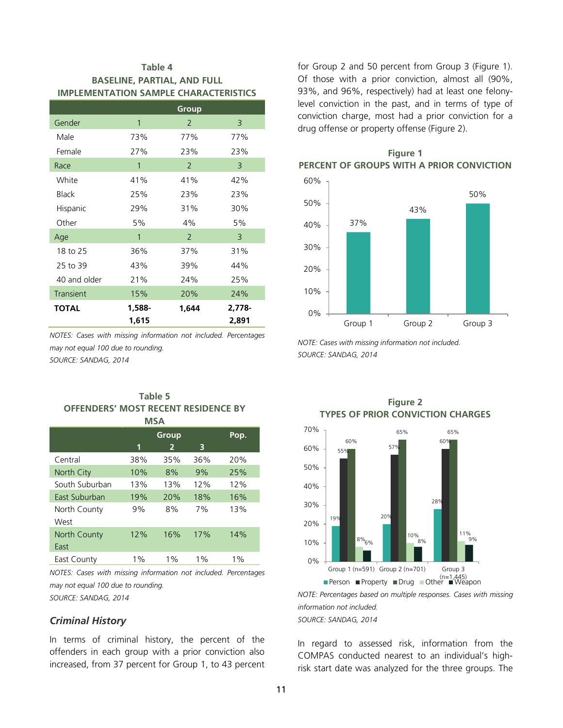**Table 4**
**BASELINE, PARTIAL, AND FULL IMPLEMENTATION SAMPLE CHARACTERISTICS**

| | Group | | |
|---|---|---|---|
| **Gender** | **1** | **2** | **3** |
| Male | 73% | 77% | 77% |
| Female | 27% | 23% | 23% |
| **Race** | **1** | **2** | **3** |
| White | 41% | 41% | 42% |
| Black | 25% | 23% | 23% |
| Hispanic | 29% | 31% | 30% |
| Other | 5% | 4% | 5% |
| **Age** | **1** | **2** | **3** |
| 18 to 25 | 36% | 37% | 31% |
| 25 to 39 | 43% | 39% | 44% |
| 40 and older | 21% | 24% | 25% |
| Transient | 15% | 20% | 24% |
| **TOTAL** | **1,588-1,615** | **1,644** | **2,778-2,891** |

*NOTES: Cases with missing information not included. Percentages may not equal 100 due to rounding.*
*SOURCE: SANDAG, 2014*

**Table 5**
**OFFENDERS' MOST RECENT RESIDENCE BY MSA**

| | Group | | | Pop. |
|---|---|---|---|---|
| | **1** | **2** | **3** | |
| Central | 38% | 35% | 36% | 20% |
| North City | 10% | 8% | 9% | 25% |
| South Suburban | 13% | 13% | 12% | 12% |
| East Suburban | 19% | 20% | 18% | 16% |
| North County West | 9% | 8% | 7% | 13% |
| North County East | 12% | 16% | 17% | 14% |
| East County | 1% | 1% | 1% | 1% |

*NOTES: Cases with missing information not included. Percentages may not equal 100 due to rounding.*
*SOURCE: SANDAG, 2014*

### *Criminal History*

In terms of criminal history, the percent of the offenders in each group with a prior conviction also increased, from 37 percent for Group 1, to 43 percent for Group 2 and 50 percent from Group 3 (Figure 1). Of those with a prior conviction, almost all (90%, 93%, and 96%, respectively) had at least one felony-level conviction in the past, and in terms of type of conviction charge, most had a prior conviction for a drug offense or property offense (Figure 2).

**Figure 1**
**PERCENT OF GROUPS WITH A PRIOR CONVICTION**

| | Group 1 | Group 2 | Group 3 |
|---|---|---|---|
| Prior conviction | 37% | 43% | 50% |

*NOTE: Cases with missing information not included.*
*SOURCE: SANDAG, 2014*

**Figure 2**
**TYPES OF PRIOR CONVICTION CHARGES**

| | Group 1 (n=591) | Group 2 (n=701) | Group 3 (n=1,445) |
|---|---|---|---|
| Person | 19% | 20% | 28% |
| Property | 55% | 57% | 60% |
| Drug | 60% | 65% | 65% |
| Other | 8% | 10% | 11% |
| Weapon | 6% | 8% | 9% |

*NOTE: Percentages based on multiple responses. Cases with missing information not included.*
*SOURCE: SANDAG, 2014*

In regard to assessed risk, information from the COMPAS conducted nearest to an individual's high-risk start date was analyzed for the three groups. The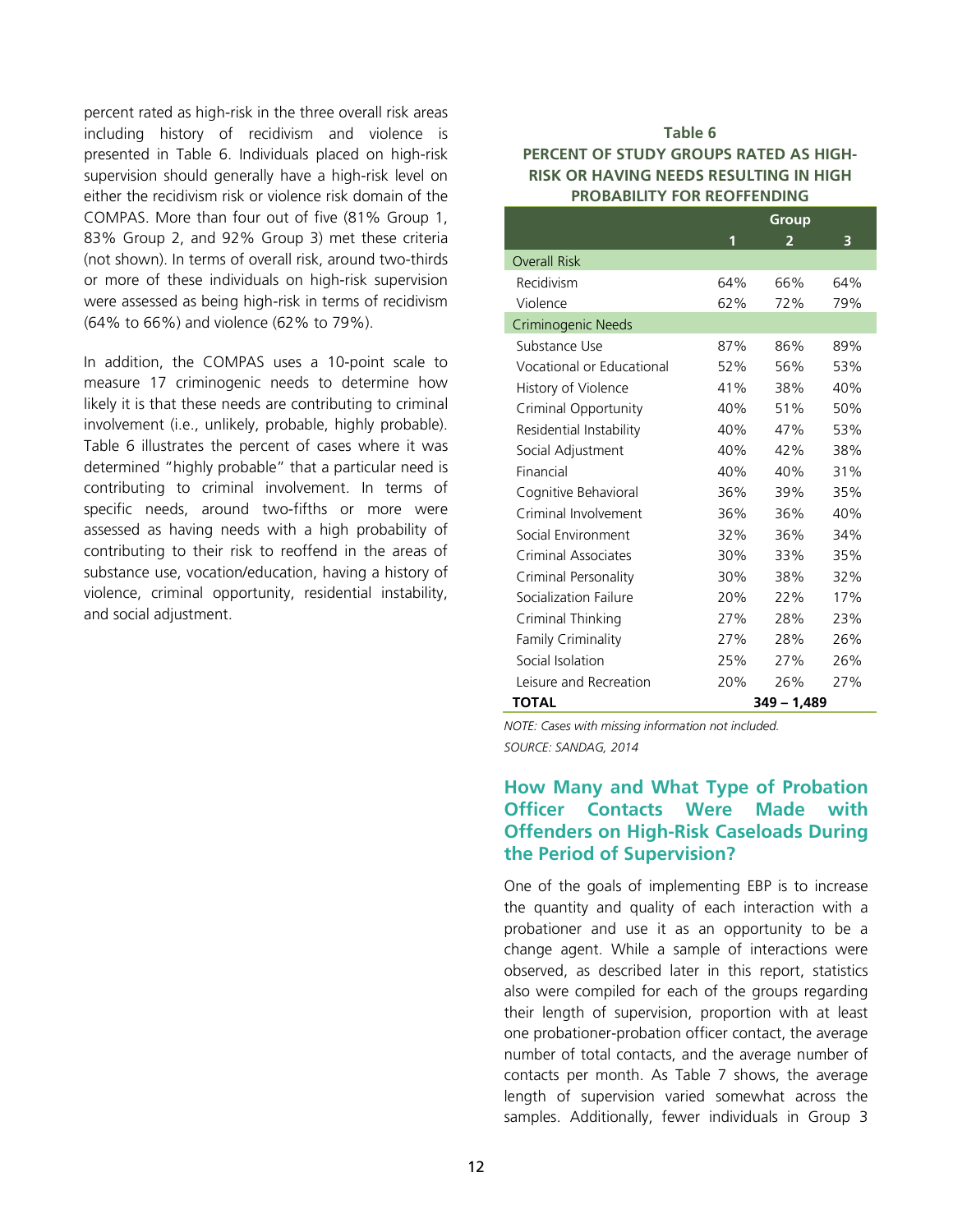percent rated as high-risk in the three overall risk areas including history of recidivism and violence is presented in Table 6. Individuals placed on high-risk supervision should generally have a high-risk level on either the recidivism risk or violence risk domain of the COMPAS. More than four out of five (81% Group 1, 83% Group 2, and 92% Group 3) met these criteria (not shown). In terms of overall risk, around two-thirds or more of these individuals on high-risk supervision were assessed as being high-risk in terms of recidivism (64% to 66%) and violence (62% to 79%).

In addition, the COMPAS uses a 10-point scale to measure 17 criminogenic needs to determine how likely it is that these needs are contributing to criminal involvement (i.e., unlikely, probable, highly probable). Table 6 illustrates the percent of cases where it was determined "highly probable" that a particular need is contributing to criminal involvement. In terms of specific needs, around two-fifths or more were assessed as having needs with a high probability of contributing to their risk to reoffend in the areas of substance use, vocation/education, having a history of violence, criminal opportunity, residential instability, and social adjustment.

**Table 6**
**PERCENT OF STUDY GROUPS RATED AS HIGH-RISK OR HAVING NEEDS RESULTING IN HIGH PROBABILITY FOR REOFFENDING**

| | Group | | |
|---|---|---|---|
| | 1 | 2 | 3 |
| Overall Risk | | | |
| Recidivism | 64% | 66% | 64% |
| Violence | 62% | 72% | 79% |
| Criminogenic Needs | | | |
| Substance Use | 87% | 86% | 89% |
| Vocational or Educational | 52% | 56% | 53% |
| History of Violence | 41% | 38% | 40% |
| Criminal Opportunity | 40% | 51% | 50% |
| Residential Instability | 40% | 47% | 53% |
| Social Adjustment | 40% | 42% | 38% |
| Financial | 40% | 40% | 31% |
| Cognitive Behavioral | 36% | 39% | 35% |
| Criminal Involvement | 36% | 36% | 40% |
| Social Environment | 32% | 36% | 34% |
| Criminal Associates | 30% | 33% | 35% |
| Criminal Personality | 30% | 38% | 32% |
| Socialization Failure | 20% | 22% | 17% |
| Criminal Thinking | 27% | 28% | 23% |
| Family Criminality | 27% | 28% | 26% |
| Social Isolation | 25% | 27% | 26% |
| Leisure and Recreation | 20% | 26% | 27% |
| **TOTAL** | | **349 – 1,489** | |

*NOTE: Cases with missing information not included.*
*SOURCE: SANDAG, 2014*

## How Many and What Type of Probation Officer Contacts Were Made with Offenders on High-Risk Caseloads During the Period of Supervision?

One of the goals of implementing EBP is to increase the quantity and quality of each interaction with a probationer and use it as an opportunity to be a change agent. While a sample of interactions were observed, as described later in this report, statistics also were compiled for each of the groups regarding their length of supervision, proportion with at least one probationer-probation officer contact, the average number of total contacts, and the average number of contacts per month. As Table 7 shows, the average length of supervision varied somewhat across the samples. Additionally, fewer individuals in Group 3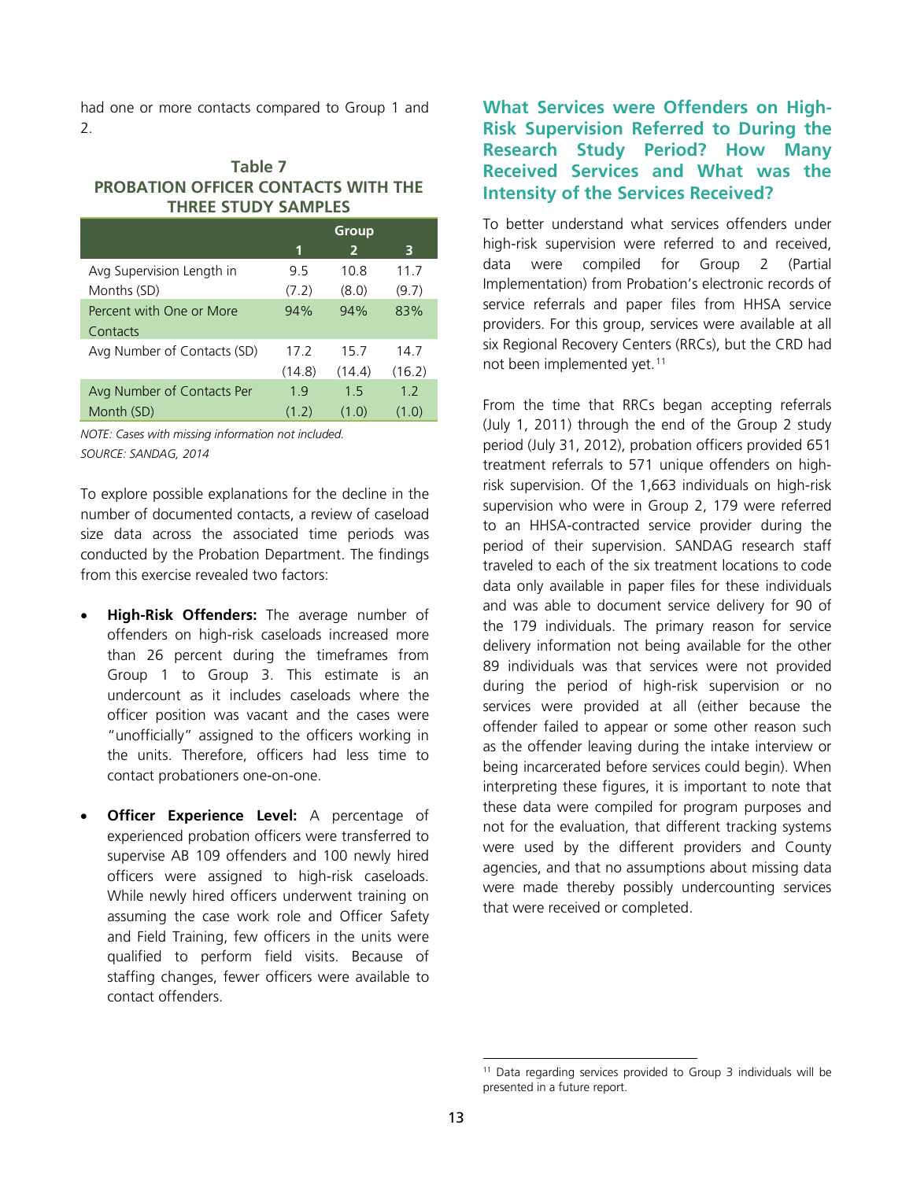had one or more contacts compared to Group 1 and 2.

**Table 7**
**PROBATION OFFICER CONTACTS WITH THE THREE STUDY SAMPLES**

| | Group | | |
|---|---|---|---|
| | 1 | 2 | 3 |
| Avg Supervision Length in Months (SD) | 9.5 (7.2) | 10.8 (8.0) | 11.7 (9.7) |
| Percent with One or More Contacts | 94% | 94% | 83% |
| Avg Number of Contacts (SD) | 17.2 (14.8) | 15.7 (14.4) | 14.7 (16.2) |
| Avg Number of Contacts Per Month (SD) | 1.9 (1.2) | 1.5 (1.0) | 1.2 (1.0) |

*NOTE: Cases with missing information not included.*
*SOURCE: SANDAG, 2014*

To explore possible explanations for the decline in the number of documented contacts, a review of caseload size data across the associated time periods was conducted by the Probation Department. The findings from this exercise revealed two factors:

- **High-Risk Offenders:** The average number of offenders on high-risk caseloads increased more than 26 percent during the timeframes from Group 1 to Group 3. This estimate is an undercount as it includes caseloads where the officer position was vacant and the cases were "unofficially" assigned to the officers working in the units. Therefore, officers had less time to contact probationers one-on-one.

- **Officer Experience Level:** A percentage of experienced probation officers were transferred to supervise AB 109 offenders and 100 newly hired officers were assigned to high-risk caseloads. While newly hired officers underwent training on assuming the case work role and Officer Safety and Field Training, few officers in the units were qualified to perform field visits. Because of staffing changes, fewer officers were available to contact offenders.

## What Services were Offenders on High-Risk Supervision Referred to During the Research Study Period? How Many Received Services and What was the Intensity of the Services Received?

To better understand what services offenders under high-risk supervision were referred to and received, data were compiled for Group 2 (Partial Implementation) from Probation's electronic records of service referrals and paper files from HHSA service providers. For this group, services were available at all six Regional Recovery Centers (RRCs), but the CRD had not been implemented yet.[11]

From the time that RRCs began accepting referrals (July 1, 2011) through the end of the Group 2 study period (July 31, 2012), probation officers provided 651 treatment referrals to 571 unique offenders on high-risk supervision. Of the 1,663 individuals on high-risk supervision who were in Group 2, 179 were referred to an HHSA-contracted service provider during the period of their supervision. SANDAG research staff traveled to each of the six treatment locations to code data only available in paper files for these individuals and was able to document service delivery for 90 of the 179 individuals. The primary reason for service delivery information not being available for the other 89 individuals was that services were not provided during the period of high-risk supervision or no services were provided at all (either because the offender failed to appear or some other reason such as the offender leaving during the intake interview or being incarcerated before services could begin). When interpreting these figures, it is important to note that these data were compiled for program purposes and not for the evaluation, that different tracking systems were used by the different providers and County agencies, and that no assumptions about missing data were made thereby possibly undercounting services that were received or completed.

[11] Data regarding services provided to Group 3 individuals will be presented in a future report.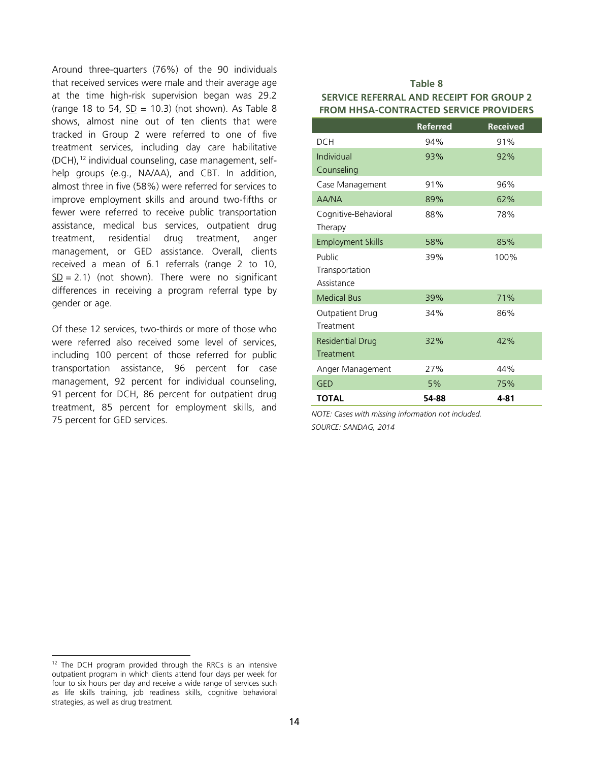Around three-quarters (76%) of the 90 individuals that received services were male and their average age at the time high-risk supervision began was 29.2 (range 18 to 54, SD = 10.3) (not shown). As Table 8 shows, almost nine out of ten clients that were tracked in Group 2 were referred to one of five treatment services, including day care habilitative (DCH),[12] individual counseling, case management, self-help groups (e.g., NA/AA), and CBT. In addition, almost three in five (58%) were referred for services to improve employment skills and around two-fifths or fewer were referred to receive public transportation assistance, medical bus services, outpatient drug treatment, residential drug treatment, anger management, or GED assistance. Overall, clients received a mean of 6.1 referrals (range 2 to 10, SD = 2.1) (not shown). There were no significant differences in receiving a program referral type by gender or age.

Of these 12 services, two-thirds or more of those who were referred also received some level of services, including 100 percent of those referred for public transportation assistance, 96 percent for case management, 92 percent for individual counseling, 91 percent for DCH, 86 percent for outpatient drug treatment, 85 percent for employment skills, and 75 percent for GED services.

**Table 8**
**SERVICE REFERRAL AND RECEIPT FOR GROUP 2 FROM HHSA-CONTRACTED SERVICE PROVIDERS**

| | Referred | Received |
|---|---|---|
| DCH | 94% | 91% |
| Individual Counseling | 93% | 92% |
| Case Management | 91% | 96% |
| AA/NA | 89% | 62% |
| Cognitive-Behavioral Therapy | 88% | 78% |
| Employment Skills | 58% | 85% |
| Public Transportation Assistance | 39% | 100% |
| Medical Bus | 39% | 71% |
| Outpatient Drug Treatment | 34% | 86% |
| Residential Drug Treatment | 32% | 42% |
| Anger Management | 27% | 44% |
| GED | 5% | 75% |
| **TOTAL** | **54-88** | **4-81** |

*NOTE: Cases with missing information not included.*

*SOURCE: SANDAG, 2014*

[12] The DCH program provided through the RRCs is an intensive outpatient program in which clients attend four days per week for four to six hours per day and receive a wide range of services such as life skills training, job readiness skills, cognitive behavioral strategies, as well as drug treatment.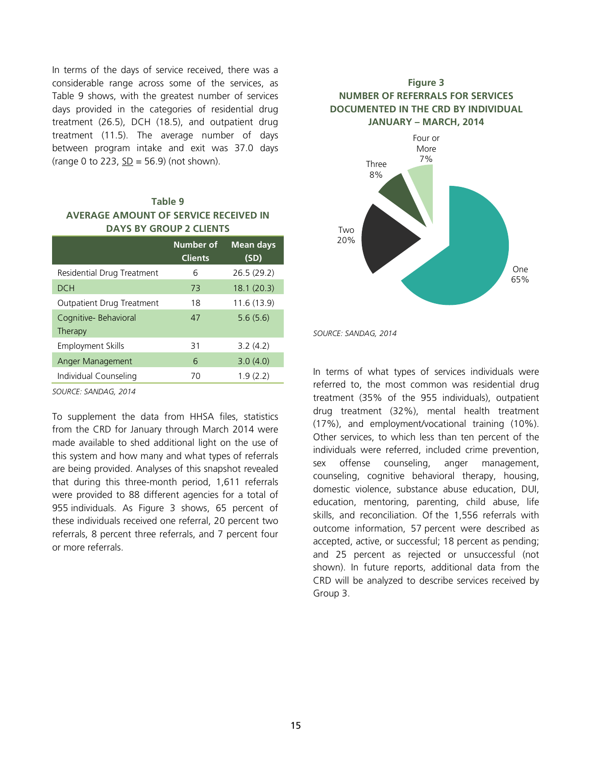In terms of the days of service received, there was a considerable range across some of the services, as Table 9 shows, with the greatest number of services days provided in the categories of residential drug treatment (26.5), DCH (18.5), and outpatient drug treatment (11.5). The average number of days between program intake and exit was 37.0 days (range 0 to 223, SD = 56.9) (not shown).

**Table 9**
**AVERAGE AMOUNT OF SERVICE RECEIVED IN DAYS BY GROUP 2 CLIENTS**

| | Number of Clients | Mean days (SD) |
|---|---|---|
| Residential Drug Treatment | 6 | 26.5 (29.2) |
| DCH | 73 | 18.1 (20.3) |
| Outpatient Drug Treatment | 18 | 11.6 (13.9) |
| Cognitive- Behavioral Therapy | 47 | 5.6 (5.6) |
| Employment Skills | 31 | 3.2 (4.2) |
| Anger Management | 6 | 3.0 (4.0) |
| Individual Counseling | 70 | 1.9 (2.2) |

*SOURCE: SANDAG, 2014*

To supplement the data from HHSA files, statistics from the CRD for January through March 2014 were made available to shed additional light on the use of this system and how many and what types of referrals are being provided. Analyses of this snapshot revealed that during this three-month period, 1,611 referrals were provided to 88 different agencies for a total of 955 individuals. As Figure 3 shows, 65 percent of these individuals received one referral, 20 percent two referrals, 8 percent three referrals, and 7 percent four or more referrals.

**Figure 3**
**NUMBER OF REFERRALS FOR SERVICES DOCUMENTED IN THE CRD BY INDIVIDUAL JANUARY – MARCH, 2014**

| Number of Referrals | Percent |
|---|---|
| One | 65% |
| Two | 20% |
| Three | 8% |
| Four or More | 7% |

*SOURCE: SANDAG, 2014*

In terms of what types of services individuals were referred to, the most common was residential drug treatment (35% of the 955 individuals), outpatient drug treatment (32%), mental health treatment (17%), and employment/vocational training (10%). Other services, to which less than ten percent of the individuals were referred, included crime prevention, sex offense counseling, anger management, counseling, cognitive behavioral therapy, housing, domestic violence, substance abuse education, DUI, education, mentoring, parenting, child abuse, life skills, and reconciliation. Of the 1,556 referrals with outcome information, 57 percent were described as accepted, active, or successful; 18 percent as pending; and 25 percent as rejected or unsuccessful (not shown). In future reports, additional data from the CRD will be analyzed to describe services received by Group 3.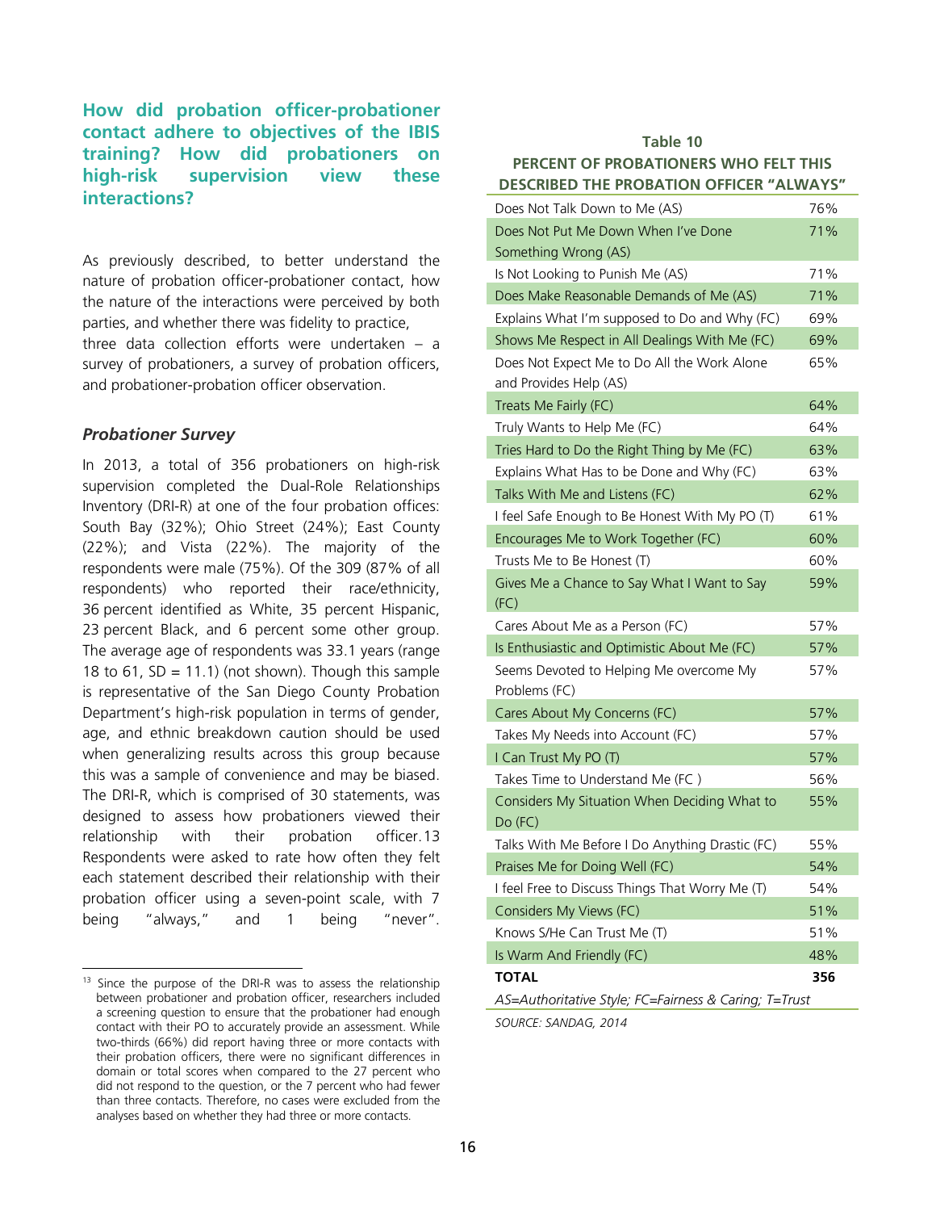## How did probation officer-probationer contact adhere to objectives of the IBIS training? How did probationers on high-risk supervision view these interactions?

As previously described, to better understand the nature of probation officer-probationer contact, how the nature of the interactions were perceived by both parties, and whether there was fidelity to practice, three data collection efforts were undertaken – a survey of probationers, a survey of probation officers, and probationer-probation officer observation.

### *Probationer Survey*

In 2013, a total of 356 probationers on high-risk supervision completed the Dual-Role Relationships Inventory (DRI-R) at one of the four probation offices: South Bay (32%); Ohio Street (24%); East County (22%); and Vista (22%). The majority of the respondents were male (75%). Of the 309 (87% of all respondents) who reported their race/ethnicity, 36 percent identified as White, 35 percent Hispanic, 23 percent Black, and 6 percent some other group. The average age of respondents was 33.1 years (range 18 to 61, SD = 11.1) (not shown). Though this sample is representative of the San Diego County Probation Department's high-risk population in terms of gender, age, and ethnic breakdown caution should be used when generalizing results across this group because this was a sample of convenience and may be biased. The DRI-R, which is comprised of 30 statements, was designed to assess how probationers viewed their relationship with their probation officer.[13] Respondents were asked to rate how often they felt each statement described their relationship with their probation officer using a seven-point scale, with 7 being "always," and 1 being "never".

[13] Since the purpose of the DRI-R was to assess the relationship between probationer and probation officer, researchers included a screening question to ensure that the probationer had enough contact with their PO to accurately provide an assessment. While two-thirds (66%) did report having three or more contacts with their probation officers, there were no significant differences in domain or total scores when compared to the 27 percent who did not respond to the question, or the 7 percent who had fewer than three contacts. Therefore, no cases were excluded from the analyses based on whether they had three or more contacts.

**Table 10**
**PERCENT OF PROBATIONERS WHO FELT THIS DESCRIBED THE PROBATION OFFICER "ALWAYS"**

| | |
|---|---|
| Does Not Talk Down to Me (AS) | 76% |
| Does Not Put Me Down When I've Done Something Wrong (AS) | 71% |
| Is Not Looking to Punish Me (AS) | 71% |
| Does Make Reasonable Demands of Me (AS) | 71% |
| Explains What I'm supposed to Do and Why (FC) | 69% |
| Shows Me Respect in All Dealings With Me (FC) | 69% |
| Does Not Expect Me to Do All the Work Alone and Provides Help (AS) | 65% |
| Treats Me Fairly (FC) | 64% |
| Truly Wants to Help Me (FC) | 64% |
| Tries Hard to Do the Right Thing by Me (FC) | 63% |
| Explains What Has to be Done and Why (FC) | 63% |
| Talks With Me and Listens (FC) | 62% |
| I feel Safe Enough to Be Honest With My PO (T) | 61% |
| Encourages Me to Work Together (FC) | 60% |
| Trusts Me to Be Honest (T) | 60% |
| Gives Me a Chance to Say What I Want to Say (FC) | 59% |
| Cares About Me as a Person (FC) | 57% |
| Is Enthusiastic and Optimistic About Me (FC) | 57% |
| Seems Devoted to Helping Me overcome My Problems (FC) | 57% |
| Cares About My Concerns (FC) | 57% |
| Takes My Needs into Account (FC) | 57% |
| I Can Trust My PO (T) | 57% |
| Takes Time to Understand Me (FC ) | 56% |
| Considers My Situation When Deciding What to Do (FC) | 55% |
| Talks With Me Before I Do Anything Drastic (FC) | 55% |
| Praises Me for Doing Well (FC) | 54% |
| I feel Free to Discuss Things That Worry Me (T) | 54% |
| Considers My Views (FC) | 51% |
| Knows S/He Can Trust Me (T) | 51% |
| Is Warm And Friendly (FC) | 48% |
| **TOTAL** | **356** |

*AS=Authoritative Style; FC=Fairness & Caring; T=Trust*

*SOURCE: SANDAG, 2014*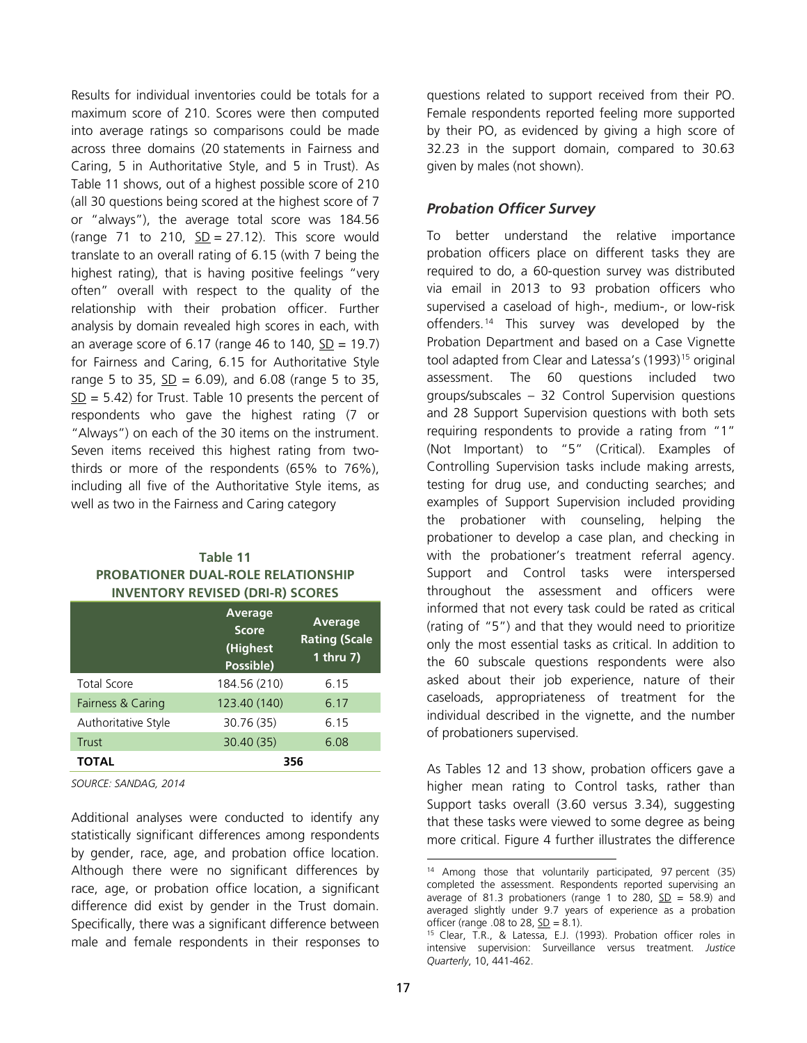Results for individual inventories could be totals for a maximum score of 210. Scores were then computed into average ratings so comparisons could be made across three domains (20 statements in Fairness and Caring, 5 in Authoritative Style, and 5 in Trust). As Table 11 shows, out of a highest possible score of 210 (all 30 questions being scored at the highest score of 7 or "always"), the average total score was 184.56 (range 71 to 210, SD = 27.12). This score would translate to an overall rating of 6.15 (with 7 being the highest rating), that is having positive feelings "very often" overall with respect to the quality of the relationship with their probation officer. Further analysis by domain revealed high scores in each, with an average score of 6.17 (range 46 to 140, SD = 19.7) for Fairness and Caring, 6.15 for Authoritative Style range 5 to 35, SD = 6.09), and 6.08 (range 5 to 35, SD = 5.42) for Trust. Table 10 presents the percent of respondents who gave the highest rating (7 or "Always") on each of the 30 items on the instrument. Seven items received this highest rating from two-thirds or more of the respondents (65% to 76%), including all five of the Authoritative Style items, as well as two in the Fairness and Caring category

**Table 11**
**PROBATIONER DUAL-ROLE RELATIONSHIP INVENTORY REVISED (DRI-R) SCORES**

| | Average Score (Highest Possible) | Average Rating (Scale 1 thru 7) |
|---|---|---|
| Total Score | 184.56 (210) | 6.15 |
| Fairness & Caring | 123.40 (140) | 6.17 |
| Authoritative Style | 30.76 (35) | 6.15 |
| Trust | 30.40 (35) | 6.08 |
| **TOTAL** | 356 | |

*SOURCE: SANDAG, 2014*

Additional analyses were conducted to identify any statistically significant differences among respondents by gender, race, age, and probation office location. Although there were no significant differences by race, age, or probation office location, a significant difference did exist by gender in the Trust domain. Specifically, there was a significant difference between male and female respondents in their responses to questions related to support received from their PO. Female respondents reported feeling more supported by their PO, as evidenced by giving a high score of 32.23 in the support domain, compared to 30.63 given by males (not shown).

### *Probation Officer Survey*

To better understand the relative importance probation officers place on different tasks they are required to do, a 60-question survey was distributed via email in 2013 to 93 probation officers who supervised a caseload of high-, medium-, or low-risk offenders.[14] This survey was developed by the Probation Department and based on a Case Vignette tool adapted from Clear and Latessa's (1993)[15] original assessment. The 60 questions included two groups/subscales – 32 Control Supervision questions and 28 Support Supervision questions with both sets requiring respondents to provide a rating from "1" (Not Important) to "5" (Critical). Examples of Controlling Supervision tasks include making arrests, testing for drug use, and conducting searches; and examples of Support Supervision included providing the probationer with counseling, helping the probationer to develop a case plan, and checking in with the probationer's treatment referral agency. Support and Control tasks were interspersed throughout the assessment and officers were informed that not every task could be rated as critical (rating of "5") and that they would need to prioritize only the most essential tasks as critical. In addition to the 60 subscale questions respondents were also asked about their job experience, nature of their caseloads, appropriateness of treatment for the individual described in the vignette, and the number of probationers supervised.

As Tables 12 and 13 show, probation officers gave a higher mean rating to Control tasks, rather than Support tasks overall (3.60 versus 3.34), suggesting that these tasks were viewed to some degree as being more critical. Figure 4 further illustrates the difference

[14] Among those that voluntarily participated, 97 percent (35) completed the assessment. Respondents reported supervising an average of 81.3 probationers (range 1 to 280, SD = 58.9) and averaged slightly under 9.7 years of experience as a probation officer (range .08 to 28, SD = 8.1).

[15] Clear, T.R., & Latessa, E.J. (1993). Probation officer roles in intensive supervision: Surveillance versus treatment. *Justice Quarterly*, 10, 441-462.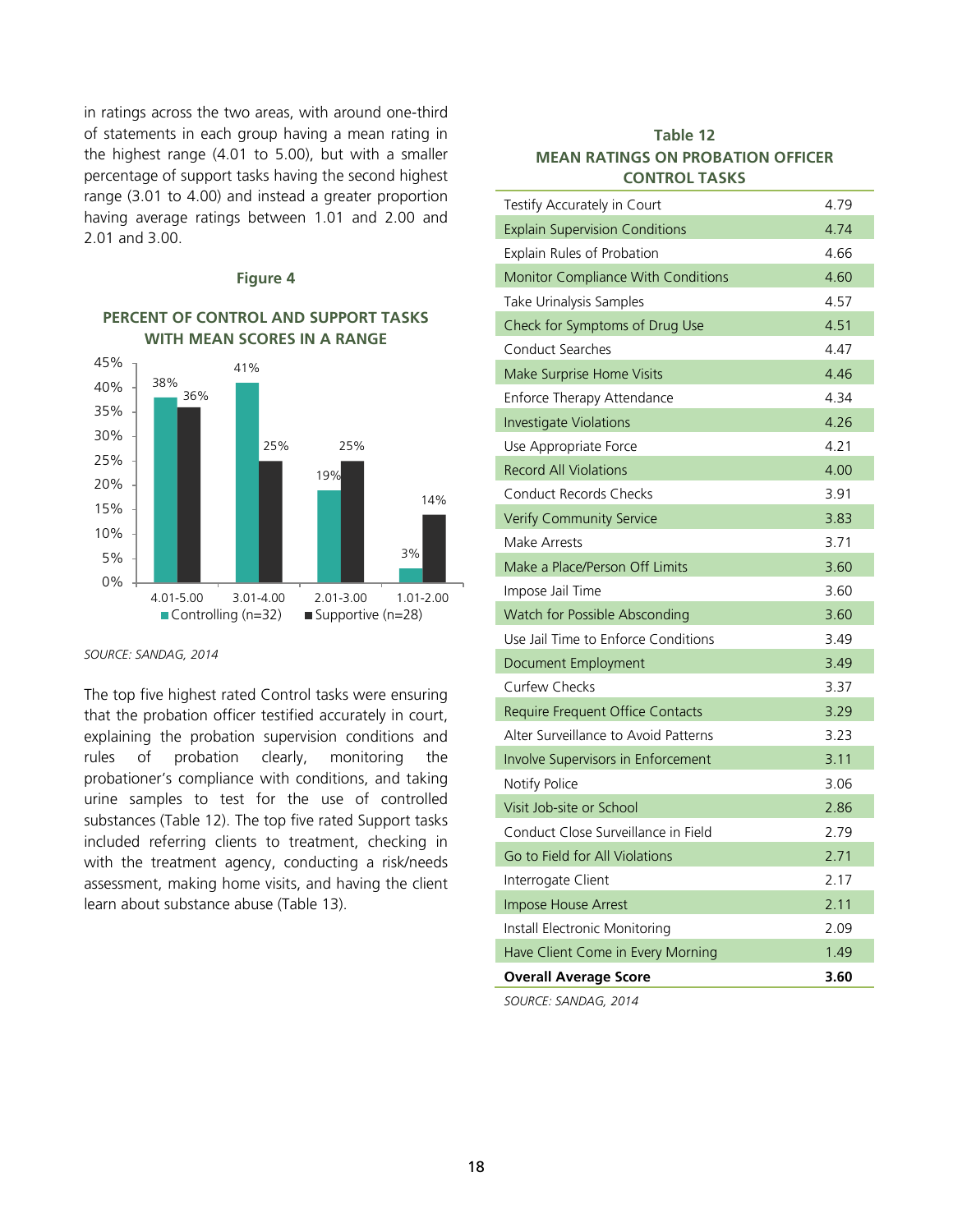in ratings across the two areas, with around one-third of statements in each group having a mean rating in the highest range (4.01 to 5.00), but with a smaller percentage of support tasks having the second highest range (3.01 to 4.00) and instead a greater proportion having average ratings between 1.01 and 2.00 and 2.01 and 3.00.

**Figure 4**

**PERCENT OF CONTROL AND SUPPORT TASKS WITH MEAN SCORES IN A RANGE**

| Range | Controlling (n=32) | Supportive (n=28) |
|---|---|---|
| 4.01-5.00 | 38% | 36% |
| 3.01-4.00 | 41% | 25% |
| 2.01-3.00 | 19% | 25% |
| 1.01-2.00 | 3% | 14% |

*SOURCE: SANDAG, 2014*

The top five highest rated Control tasks were ensuring that the probation officer testified accurately in court, explaining the probation supervision conditions and rules of probation clearly, monitoring the probationer's compliance with conditions, and taking urine samples to test for the use of controlled substances (Table 12). The top five rated Support tasks included referring clients to treatment, checking in with the treatment agency, conducting a risk/needs assessment, making home visits, and having the client learn about substance abuse (Table 13).

**Table 12**
**MEAN RATINGS ON PROBATION OFFICER CONTROL TASKS**

| Task | Mean |
|---|---|
| Testify Accurately in Court | 4.79 |
| Explain Supervision Conditions | 4.74 |
| Explain Rules of Probation | 4.66 |
| Monitor Compliance With Conditions | 4.60 |
| Take Urinalysis Samples | 4.57 |
| Check for Symptoms of Drug Use | 4.51 |
| Conduct Searches | 4.47 |
| Make Surprise Home Visits | 4.46 |
| Enforce Therapy Attendance | 4.34 |
| Investigate Violations | 4.26 |
| Use Appropriate Force | 4.21 |
| Record All Violations | 4.00 |
| Conduct Records Checks | 3.91 |
| Verify Community Service | 3.83 |
| Make Arrests | 3.71 |
| Make a Place/Person Off Limits | 3.60 |
| Impose Jail Time | 3.60 |
| Watch for Possible Absconding | 3.60 |
| Use Jail Time to Enforce Conditions | 3.49 |
| Document Employment | 3.49 |
| Curfew Checks | 3.37 |
| Require Frequent Office Contacts | 3.29 |
| Alter Surveillance to Avoid Patterns | 3.23 |
| Involve Supervisors in Enforcement | 3.11 |
| Notify Police | 3.06 |
| Visit Job-site or School | 2.86 |
| Conduct Close Surveillance in Field | 2.79 |
| Go to Field for All Violations | 2.71 |
| Interrogate Client | 2.17 |
| Impose House Arrest | 2.11 |
| Install Electronic Monitoring | 2.09 |
| Have Client Come in Every Morning | 1.49 |
| **Overall Average Score** | **3.60** |

*SOURCE: SANDAG, 2014*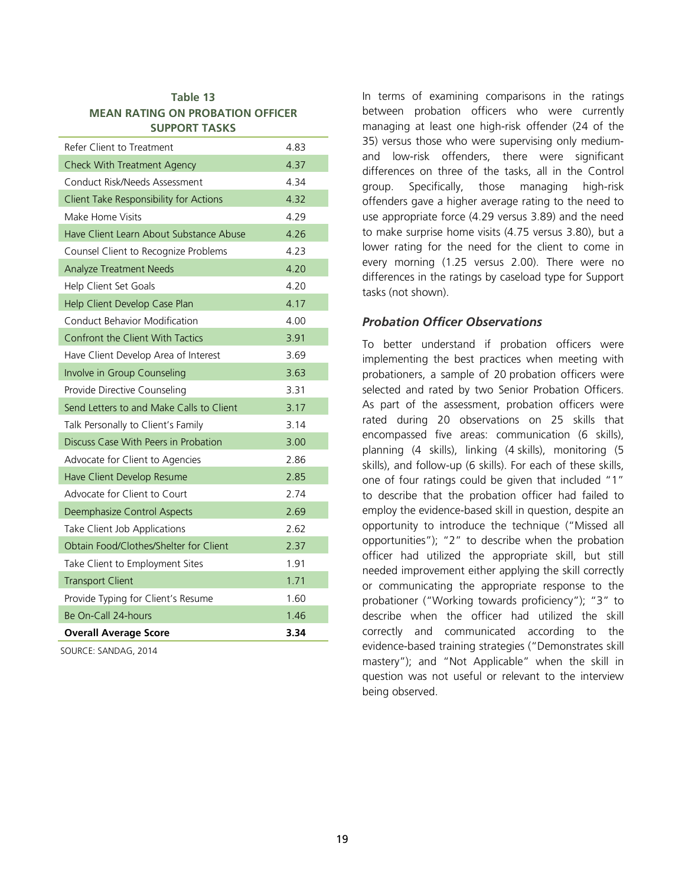**Table 13**
**MEAN RATING ON PROBATION OFFICER SUPPORT TASKS**

| Task | Rating |
|---|---|
| Refer Client to Treatment | 4.83 |
| Check With Treatment Agency | 4.37 |
| Conduct Risk/Needs Assessment | 4.34 |
| Client Take Responsibility for Actions | 4.32 |
| Make Home Visits | 4.29 |
| Have Client Learn About Substance Abuse | 4.26 |
| Counsel Client to Recognize Problems | 4.23 |
| Analyze Treatment Needs | 4.20 |
| Help Client Set Goals | 4.20 |
| Help Client Develop Case Plan | 4.17 |
| Conduct Behavior Modification | 4.00 |
| Confront the Client With Tactics | 3.91 |
| Have Client Develop Area of Interest | 3.69 |
| Involve in Group Counseling | 3.63 |
| Provide Directive Counseling | 3.31 |
| Send Letters to and Make Calls to Client | 3.17 |
| Talk Personally to Client's Family | 3.14 |
| Discuss Case With Peers in Probation | 3.00 |
| Advocate for Client to Agencies | 2.86 |
| Have Client Develop Resume | 2.85 |
| Advocate for Client to Court | 2.74 |
| Deemphasize Control Aspects | 2.69 |
| Take Client Job Applications | 2.62 |
| Obtain Food/Clothes/Shelter for Client | 2.37 |
| Take Client to Employment Sites | 1.91 |
| Transport Client | 1.71 |
| Provide Typing for Client's Resume | 1.60 |
| Be On-Call 24-hours | 1.46 |
| **Overall Average Score** | **3.34** |

SOURCE: SANDAG, 2014

In terms of examining comparisons in the ratings between probation officers who were currently managing at least one high-risk offender (24 of the 35) versus those who were supervising only medium- and low-risk offenders, there were significant differences on three of the tasks, all in the Control group. Specifically, those managing high-risk offenders gave a higher average rating to the need to use appropriate force (4.29 versus 3.89) and the need to make surprise home visits (4.75 versus 3.80), but a lower rating for the need for the client to come in every morning (1.25 versus 2.00). There were no differences in the ratings by caseload type for Support tasks (not shown).

### *Probation Officer Observations*

To better understand if probation officers were implementing the best practices when meeting with probationers, a sample of 20 probation officers were selected and rated by two Senior Probation Officers. As part of the assessment, probation officers were rated during 20 observations on 25 skills that encompassed five areas: communication (6 skills), planning (4 skills), linking (4 skills), monitoring (5 skills), and follow-up (6 skills). For each of these skills, one of four ratings could be given that included "1" to describe that the probation officer had failed to employ the evidence-based skill in question, despite an opportunity to introduce the technique ("Missed all opportunities"); "2" to describe when the probation officer had utilized the appropriate skill, but still needed improvement either applying the skill correctly or communicating the appropriate response to the probationer ("Working towards proficiency"); "3" to describe when the officer had utilized the skill correctly and communicated according to the evidence-based training strategies ("Demonstrates skill mastery"); and "Not Applicable" when the skill in question was not useful or relevant to the interview being observed.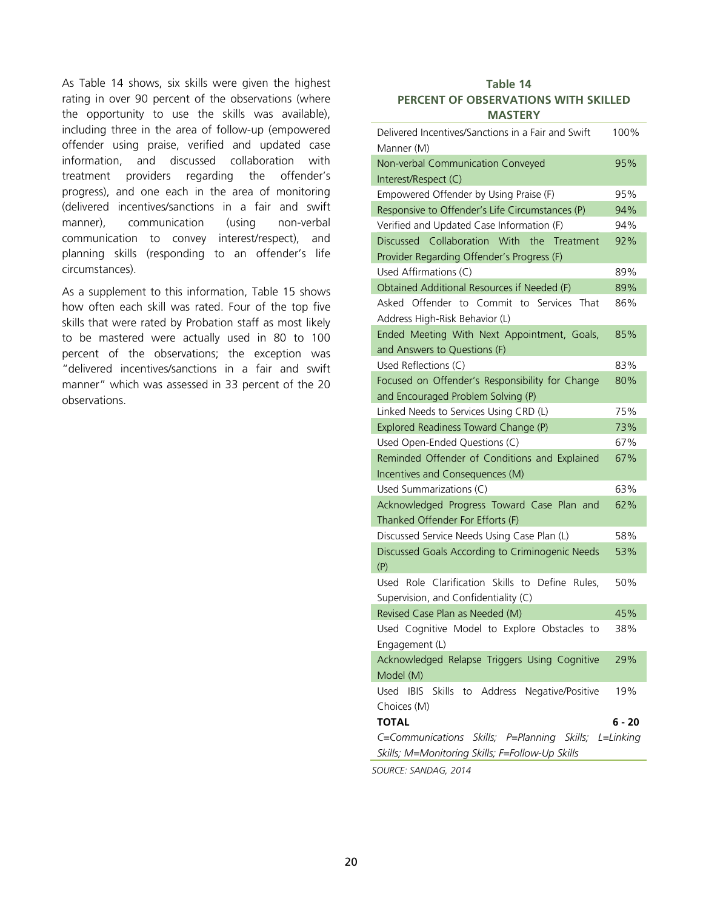As Table 14 shows, six skills were given the highest rating in over 90 percent of the observations (where the opportunity to use the skills was available), including three in the area of follow-up (empowered offender using praise, verified and updated case information, and discussed collaboration with treatment providers regarding the offender's progress), and one each in the area of monitoring (delivered incentives/sanctions in a fair and swift manner), communication (using non-verbal communication to convey interest/respect), and planning skills (responding to an offender's life circumstances).

As a supplement to this information, Table 15 shows how often each skill was rated. Four of the top five skills that were rated by Probation staff as most likely to be mastered were actually used in 80 to 100 percent of the observations; the exception was "delivered incentives/sanctions in a fair and swift manner" which was assessed in 33 percent of the 20 observations.

**Table 14**
**PERCENT OF OBSERVATIONS WITH SKILLED MASTERY**

| | |
|---|---|
| Delivered Incentives/Sanctions in a Fair and Swift Manner (M) | 100% |
| Non-verbal Communication Conveyed Interest/Respect (C) | 95% |
| Empowered Offender by Using Praise (F) | 95% |
| Responsive to Offender's Life Circumstances (P) | 94% |
| Verified and Updated Case Information (F) | 94% |
| Discussed Collaboration With the Treatment Provider Regarding Offender's Progress (F) | 92% |
| Used Affirmations (C) | 89% |
| Obtained Additional Resources if Needed (F) | 89% |
| Asked Offender to Commit to Services That Address High-Risk Behavior (L) | 86% |
| Ended Meeting With Next Appointment, Goals, and Answers to Questions (F) | 85% |
| Used Reflections (C) | 83% |
| Focused on Offender's Responsibility for Change and Encouraged Problem Solving (P) | 80% |
| Linked Needs to Services Using CRD (L) | 75% |
| Explored Readiness Toward Change (P) | 73% |
| Used Open-Ended Questions (C) | 67% |
| Reminded Offender of Conditions and Explained Incentives and Consequences (M) | 67% |
| Used Summarizations (C) | 63% |
| Acknowledged Progress Toward Case Plan and Thanked Offender For Efforts (F) | 62% |
| Discussed Service Needs Using Case Plan (L) | 58% |
| Discussed Goals According to Criminogenic Needs (P) | 53% |
| Used Role Clarification Skills to Define Rules, Supervision, and Confidentiality (C) | 50% |
| Revised Case Plan as Needed (M) | 45% |
| Used Cognitive Model to Explore Obstacles to Engagement (L) | 38% |
| Acknowledged Relapse Triggers Using Cognitive Model (M) | 29% |
| Used IBIS Skills to Address Negative/Positive Choices (M) | 19% |
| **TOTAL** | **6 - 20** |

*C=Communications Skills; P=Planning Skills; L=Linking Skills; M=Monitoring Skills; F=Follow-Up Skills*

*SOURCE: SANDAG, 2014*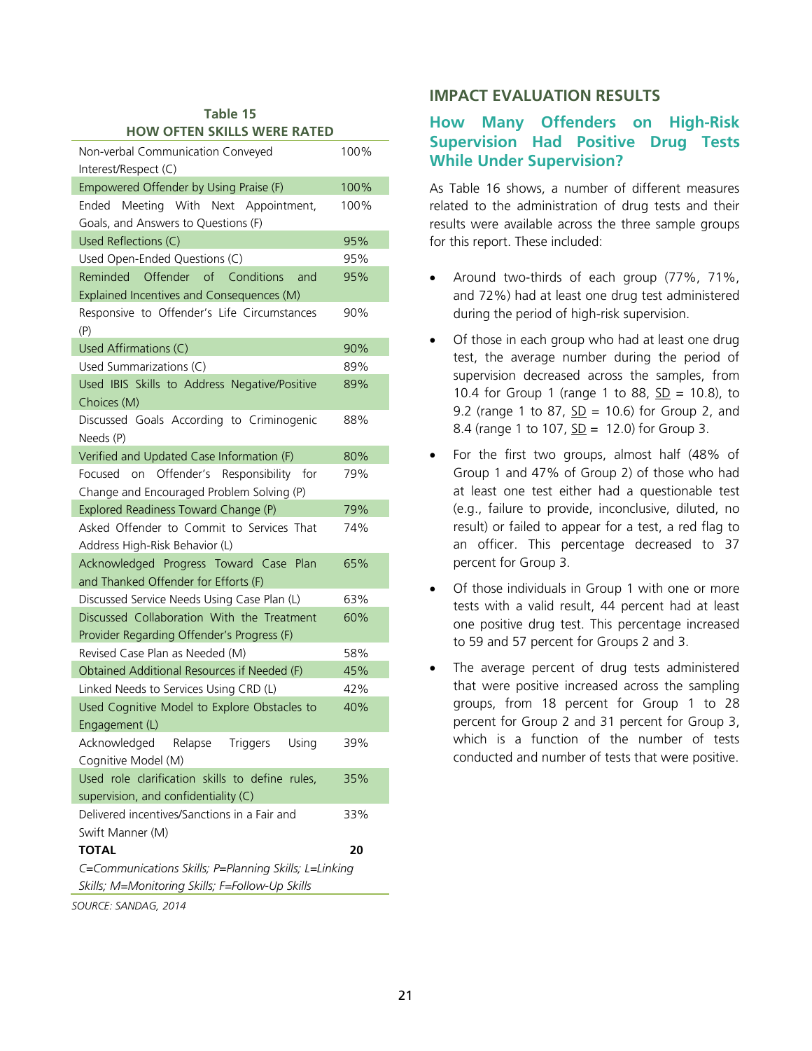**Table 15**
**HOW OFTEN SKILLS WERE RATED**

| | |
|---|---|
| Non-verbal Communication Conveyed Interest/Respect (C) | 100% |
| Empowered Offender by Using Praise (F) | 100% |
| Ended Meeting With Next Appointment, Goals, and Answers to Questions (F) | 100% |
| Used Reflections (C) | 95% |
| Used Open-Ended Questions (C) | 95% |
| Reminded Offender of Conditions and Explained Incentives and Consequences (M) | 95% |
| Responsive to Offender's Life Circumstances (P) | 90% |
| Used Affirmations (C) | 90% |
| Used Summarizations (C) | 89% |
| Used IBIS Skills to Address Negative/Positive Choices (M) | 89% |
| Discussed Goals According to Criminogenic Needs (P) | 88% |
| Verified and Updated Case Information (F) | 80% |
| Focused on Offender's Responsibility for Change and Encouraged Problem Solving (P) | 79% |
| Explored Readiness Toward Change (P) | 79% |
| Asked Offender to Commit to Services That Address High-Risk Behavior (L) | 74% |
| Acknowledged Progress Toward Case Plan and Thanked Offender for Efforts (F) | 65% |
| Discussed Service Needs Using Case Plan (L) | 63% |
| Discussed Collaboration With the Treatment Provider Regarding Offender's Progress (F) | 60% |
| Revised Case Plan as Needed (M) | 58% |
| Obtained Additional Resources if Needed (F) | 45% |
| Linked Needs to Services Using CRD (L) | 42% |
| Used Cognitive Model to Explore Obstacles to Engagement (L) | 40% |
| Acknowledged Relapse Triggers Using Cognitive Model (M) | 39% |
| Used role clarification skills to define rules, supervision, and confidentiality (C) | 35% |
| Delivered incentives/Sanctions in a Fair and Swift Manner (M) | 33% |
| **TOTAL** | **20** |

*C=Communications Skills; P=Planning Skills; L=Linking Skills; M=Monitoring Skills; F=Follow-Up Skills*

*SOURCE: SANDAG, 2014*

## IMPACT EVALUATION RESULTS

### How Many Offenders on High-Risk Supervision Had Positive Drug Tests While Under Supervision?

As Table 16 shows, a number of different measures related to the administration of drug tests and their results were available across the three sample groups for this report. These included:

- Around two-thirds of each group (77%, 71%, and 72%) had at least one drug test administered during the period of high-risk supervision.
- Of those in each group who had at least one drug test, the average number during the period of supervision decreased across the samples, from 10.4 for Group 1 (range 1 to 88, SD = 10.8), to 9.2 (range 1 to 87, SD = 10.6) for Group 2, and 8.4 (range 1 to 107, SD = 12.0) for Group 3.
- For the first two groups, almost half (48% of Group 1 and 47% of Group 2) of those who had at least one test either had a questionable test (e.g., failure to provide, inconclusive, diluted, no result) or failed to appear for a test, a red flag to an officer. This percentage decreased to 37 percent for Group 3.
- Of those individuals in Group 1 with one or more tests with a valid result, 44 percent had at least one positive drug test. This percentage increased to 59 and 57 percent for Groups 2 and 3.
- The average percent of drug tests administered that were positive increased across the sampling groups, from 18 percent for Group 1 to 28 percent for Group 2 and 31 percent for Group 3, which is a function of the number of tests conducted and number of tests that were positive.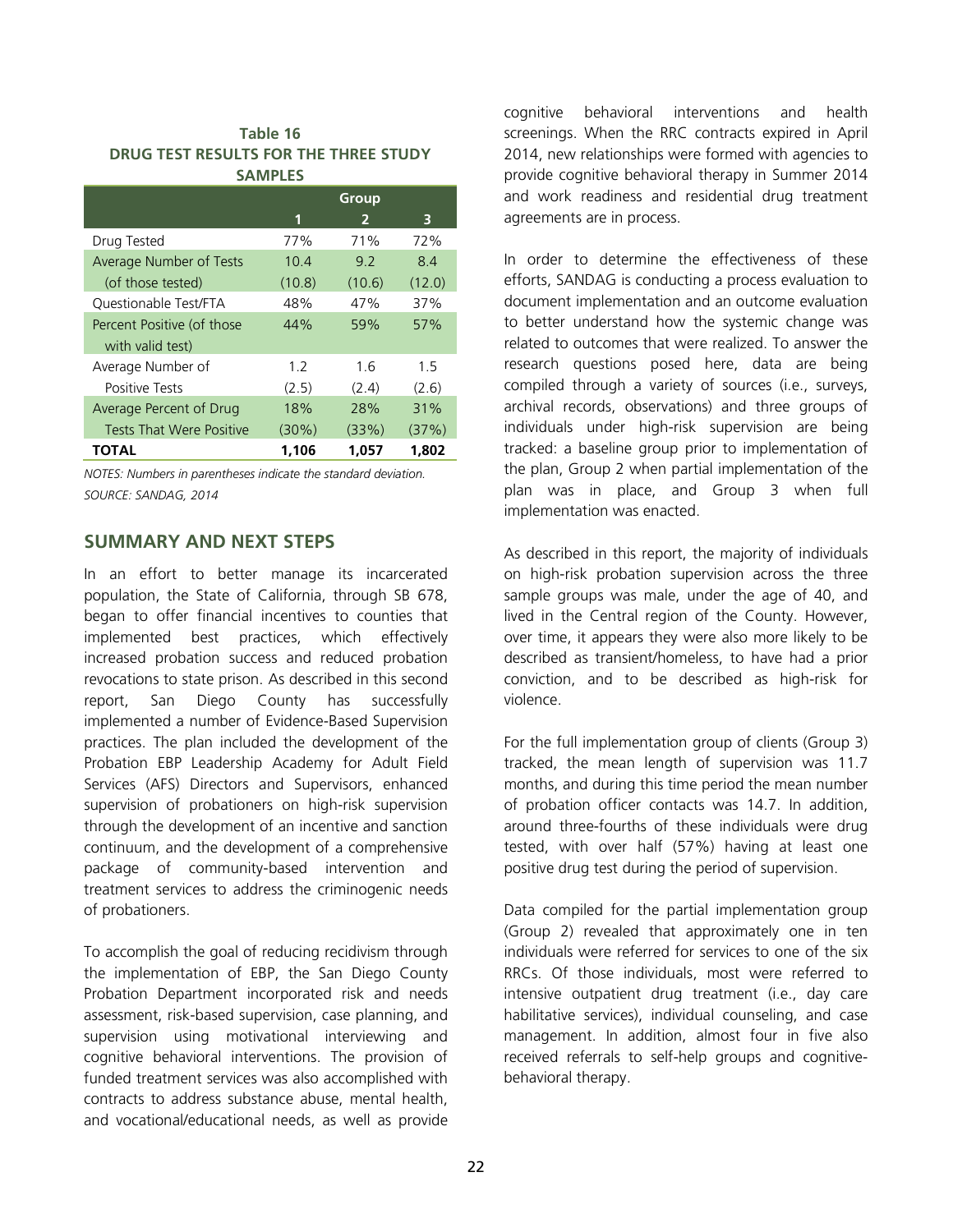**Table 16**
**DRUG TEST RESULTS FOR THE THREE STUDY SAMPLES**

| | Group | | |
|---|---|---|---|
| | 1 | 2 | 3 |
| Drug Tested | 77% | 71% | 72% |
| Average Number of Tests (of those tested) | 10.4 (10.8) | 9.2 (10.6) | 8.4 (12.0) |
| Questionable Test/FTA | 48% | 47% | 37% |
| Percent Positive (of those with valid test) | 44% | 59% | 57% |
| Average Number of Positive Tests | 1.2 (2.5) | 1.6 (2.4) | 1.5 (2.6) |
| Average Percent of Drug Tests That Were Positive | 18% (30%) | 28% (33%) | 31% (37%) |
| **TOTAL** | **1,106** | **1,057** | **1,802** |

*NOTES: Numbers in parentheses indicate the standard deviation.*
*SOURCE: SANDAG, 2014*

## SUMMARY AND NEXT STEPS

In an effort to better manage its incarcerated population, the State of California, through SB 678, began to offer financial incentives to counties that implemented best practices, which effectively increased probation success and reduced probation revocations to state prison. As described in this second report, San Diego County has successfully implemented a number of Evidence-Based Supervision practices. The plan included the development of the Probation EBP Leadership Academy for Adult Field Services (AFS) Directors and Supervisors, enhanced supervision of probationers on high-risk supervision through the development of an incentive and sanction continuum, and the development of a comprehensive package of community-based intervention and treatment services to address the criminogenic needs of probationers.

To accomplish the goal of reducing recidivism through the implementation of EBP, the San Diego County Probation Department incorporated risk and needs assessment, risk-based supervision, case planning, and supervision using motivational interviewing and cognitive behavioral interventions. The provision of funded treatment services was also accomplished with contracts to address substance abuse, mental health, and vocational/educational needs, as well as provide cognitive behavioral interventions and health screenings. When the RRC contracts expired in April 2014, new relationships were formed with agencies to provide cognitive behavioral therapy in Summer 2014 and work readiness and residential drug treatment agreements are in process.

In order to determine the effectiveness of these efforts, SANDAG is conducting a process evaluation to document implementation and an outcome evaluation to better understand how the systemic change was related to outcomes that were realized. To answer the research questions posed here, data are being compiled through a variety of sources (i.e., surveys, archival records, observations) and three groups of individuals under high-risk supervision are being tracked: a baseline group prior to implementation of the plan, Group 2 when partial implementation of the plan was in place, and Group 3 when full implementation was enacted.

As described in this report, the majority of individuals on high-risk probation supervision across the three sample groups was male, under the age of 40, and lived in the Central region of the County. However, over time, it appears they were also more likely to be described as transient/homeless, to have had a prior conviction, and to be described as high-risk for violence.

For the full implementation group of clients (Group 3) tracked, the mean length of supervision was 11.7 months, and during this time period the mean number of probation officer contacts was 14.7. In addition, around three-fourths of these individuals were drug tested, with over half (57%) having at least one positive drug test during the period of supervision.

Data compiled for the partial implementation group (Group 2) revealed that approximately one in ten individuals were referred for services to one of the six RRCs. Of those individuals, most were referred to intensive outpatient drug treatment (i.e., day care habilitative services), individual counseling, and case management. In addition, almost four in five also received referrals to self-help groups and cognitive-behavioral therapy.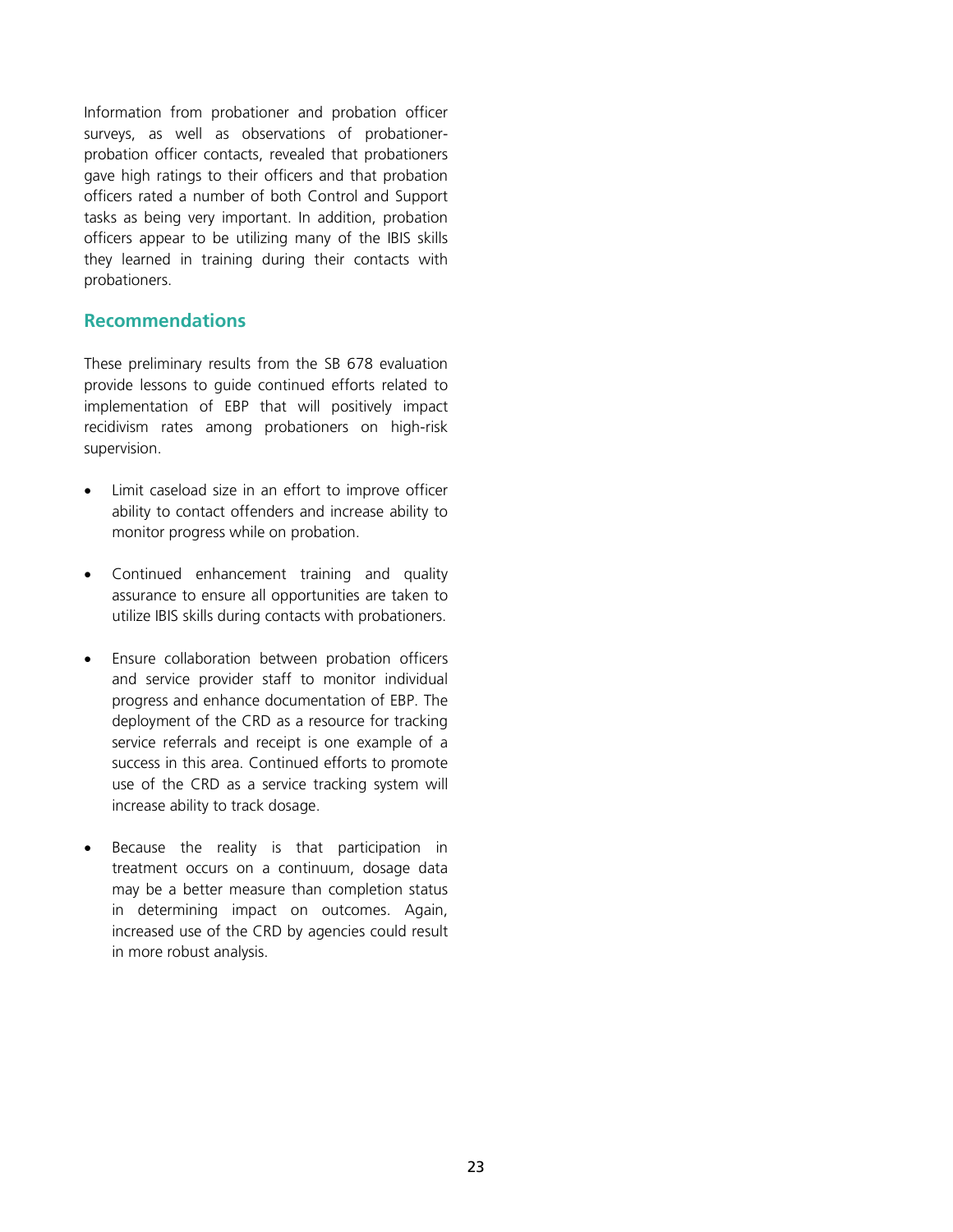Information from probationer and probation officer surveys, as well as observations of probationer-probation officer contacts, revealed that probationers gave high ratings to their officers and that probation officers rated a number of both Control and Support tasks as being very important. In addition, probation officers appear to be utilizing many of the IBIS skills they learned in training during their contacts with probationers.

## Recommendations

These preliminary results from the SB 678 evaluation provide lessons to guide continued efforts related to implementation of EBP that will positively impact recidivism rates among probationers on high-risk supervision.

- Limit caseload size in an effort to improve officer ability to contact offenders and increase ability to monitor progress while on probation.
- Continued enhancement training and quality assurance to ensure all opportunities are taken to utilize IBIS skills during contacts with probationers.
- Ensure collaboration between probation officers and service provider staff to monitor individual progress and enhance documentation of EBP. The deployment of the CRD as a resource for tracking service referrals and receipt is one example of a success in this area. Continued efforts to promote use of the CRD as a service tracking system will increase ability to track dosage.
- Because the reality is that participation in treatment occurs on a continuum, dosage data may be a better measure than completion status in determining impact on outcomes. Again, increased use of the CRD by agencies could result in more robust analysis.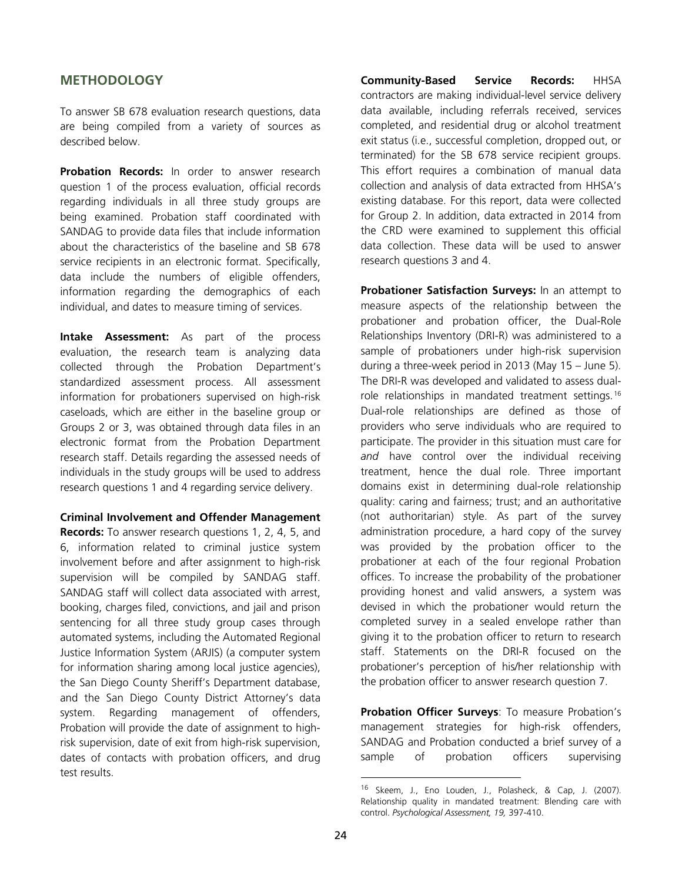## METHODOLOGY

To answer SB 678 evaluation research questions, data are being compiled from a variety of sources as described below.

**Probation Records:** In order to answer research question 1 of the process evaluation, official records regarding individuals in all three study groups are being examined. Probation staff coordinated with SANDAG to provide data files that include information about the characteristics of the baseline and SB 678 service recipients in an electronic format. Specifically, data include the numbers of eligible offenders, information regarding the demographics of each individual, and dates to measure timing of services.

**Intake Assessment:** As part of the process evaluation, the research team is analyzing data collected through the Probation Department's standardized assessment process. All assessment information for probationers supervised on high-risk caseloads, which are either in the baseline group or Groups 2 or 3, was obtained through data files in an electronic format from the Probation Department research staff. Details regarding the assessed needs of individuals in the study groups will be used to address research questions 1 and 4 regarding service delivery.

**Criminal Involvement and Offender Management Records:** To answer research questions 1, 2, 4, 5, and 6, information related to criminal justice system involvement before and after assignment to high-risk supervision will be compiled by SANDAG staff. SANDAG staff will collect data associated with arrest, booking, charges filed, convictions, and jail and prison sentencing for all three study group cases through automated systems, including the Automated Regional Justice Information System (ARJIS) (a computer system for information sharing among local justice agencies), the San Diego County Sheriff's Department database, and the San Diego County District Attorney's data system. Regarding management of offenders, Probation will provide the date of assignment to high-risk supervision, date of exit from high-risk supervision, dates of contacts with probation officers, and drug test results.

**Community-Based Service Records:** HHSA contractors are making individual-level service delivery data available, including referrals received, services completed, and residential drug or alcohol treatment exit status (i.e., successful completion, dropped out, or terminated) for the SB 678 service recipient groups. This effort requires a combination of manual data collection and analysis of data extracted from HHSA's existing database. For this report, data were collected for Group 2. In addition, data extracted in 2014 from the CRD were examined to supplement this official data collection. These data will be used to answer research questions 3 and 4.

**Probationer Satisfaction Surveys:** In an attempt to measure aspects of the relationship between the probationer and probation officer, the Dual-Role Relationships Inventory (DRI-R) was administered to a sample of probationers under high-risk supervision during a three-week period in 2013 (May 15 – June 5). The DRI-R was developed and validated to assess dual-role relationships in mandated treatment settings.[16] Dual-role relationships are defined as those of providers who serve individuals who are required to participate. The provider in this situation must care for *and* have control over the individual receiving treatment, hence the dual role. Three important domains exist in determining dual-role relationship quality: caring and fairness; trust; and an authoritative (not authoritarian) style. As part of the survey administration procedure, a hard copy of the survey was provided by the probation officer to the probationer at each of the four regional Probation offices. To increase the probability of the probationer providing honest and valid answers, a system was devised in which the probationer would return the completed survey in a sealed envelope rather than giving it to the probation officer to return to research staff. Statements on the DRI-R focused on the probationer's perception of his/her relationship with the probation officer to answer research question 7.

**Probation Officer Surveys**: To measure Probation's management strategies for high-risk offenders, SANDAG and Probation conducted a brief survey of a sample of probation officers supervising

---

[16] Skeem, J., Eno Louden, J., Polasheck, & Cap, J. (2007). Relationship quality in mandated treatment: Blending care with control. *Psychological Assessment, 19,* 397-410.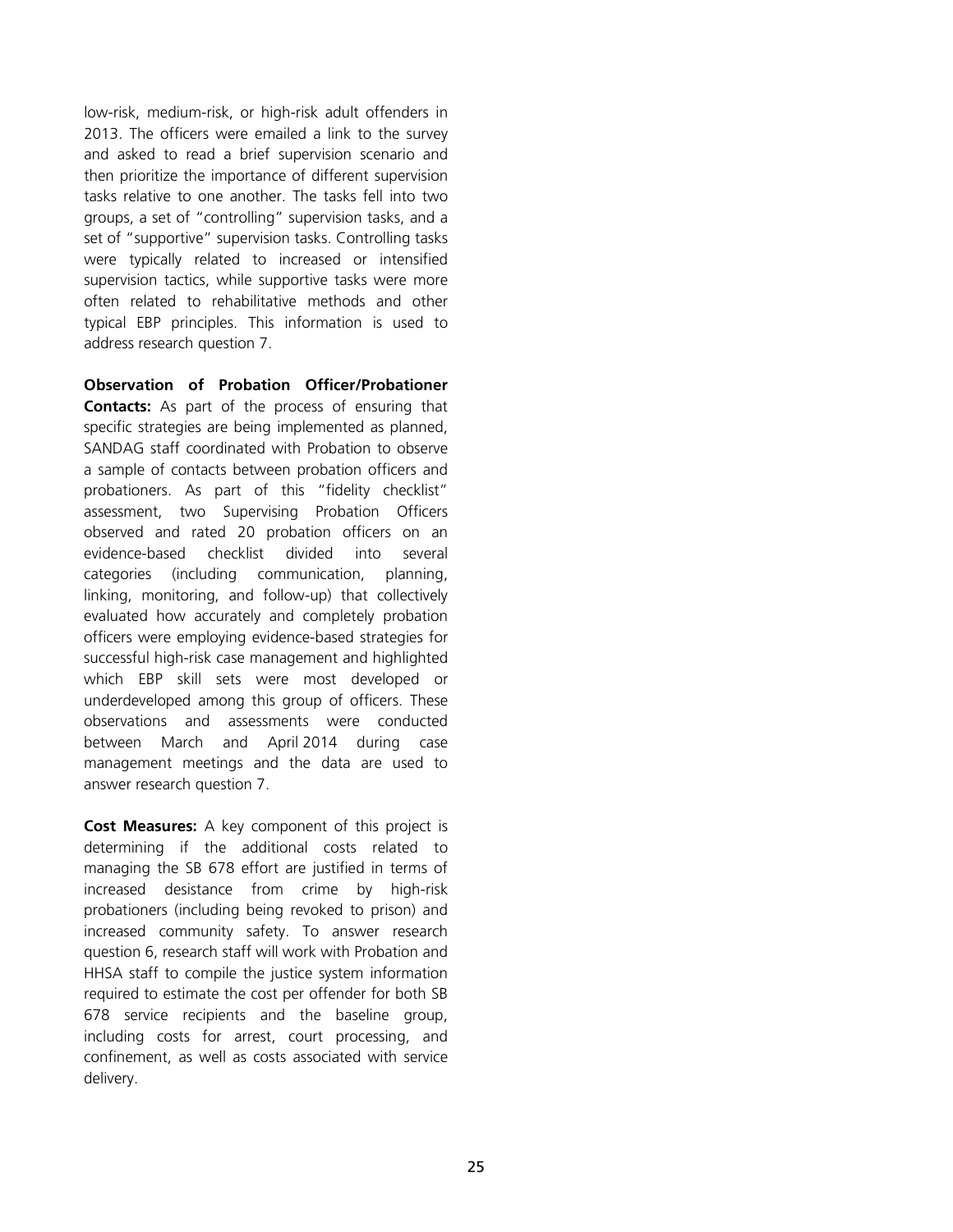low-risk, medium-risk, or high-risk adult offenders in 2013. The officers were emailed a link to the survey and asked to read a brief supervision scenario and then prioritize the importance of different supervision tasks relative to one another. The tasks fell into two groups, a set of "controlling" supervision tasks, and a set of "supportive" supervision tasks. Controlling tasks were typically related to increased or intensified supervision tactics, while supportive tasks were more often related to rehabilitative methods and other typical EBP principles. This information is used to address research question 7.

**Observation of Probation Officer/Probationer Contacts:** As part of the process of ensuring that specific strategies are being implemented as planned, SANDAG staff coordinated with Probation to observe a sample of contacts between probation officers and probationers. As part of this "fidelity checklist" assessment, two Supervising Probation Officers observed and rated 20 probation officers on an evidence-based checklist divided into several categories (including communication, planning, linking, monitoring, and follow-up) that collectively evaluated how accurately and completely probation officers were employing evidence-based strategies for successful high-risk case management and highlighted which EBP skill sets were most developed or underdeveloped among this group of officers. These observations and assessments were conducted between March and April 2014 during case management meetings and the data are used to answer research question 7.

**Cost Measures:** A key component of this project is determining if the additional costs related to managing the SB 678 effort are justified in terms of increased desistance from crime by high-risk probationers (including being revoked to prison) and increased community safety. To answer research question 6, research staff will work with Probation and HHSA staff to compile the justice system information required to estimate the cost per offender for both SB 678 service recipients and the baseline group, including costs for arrest, court processing, and confinement, as well as costs associated with service delivery.